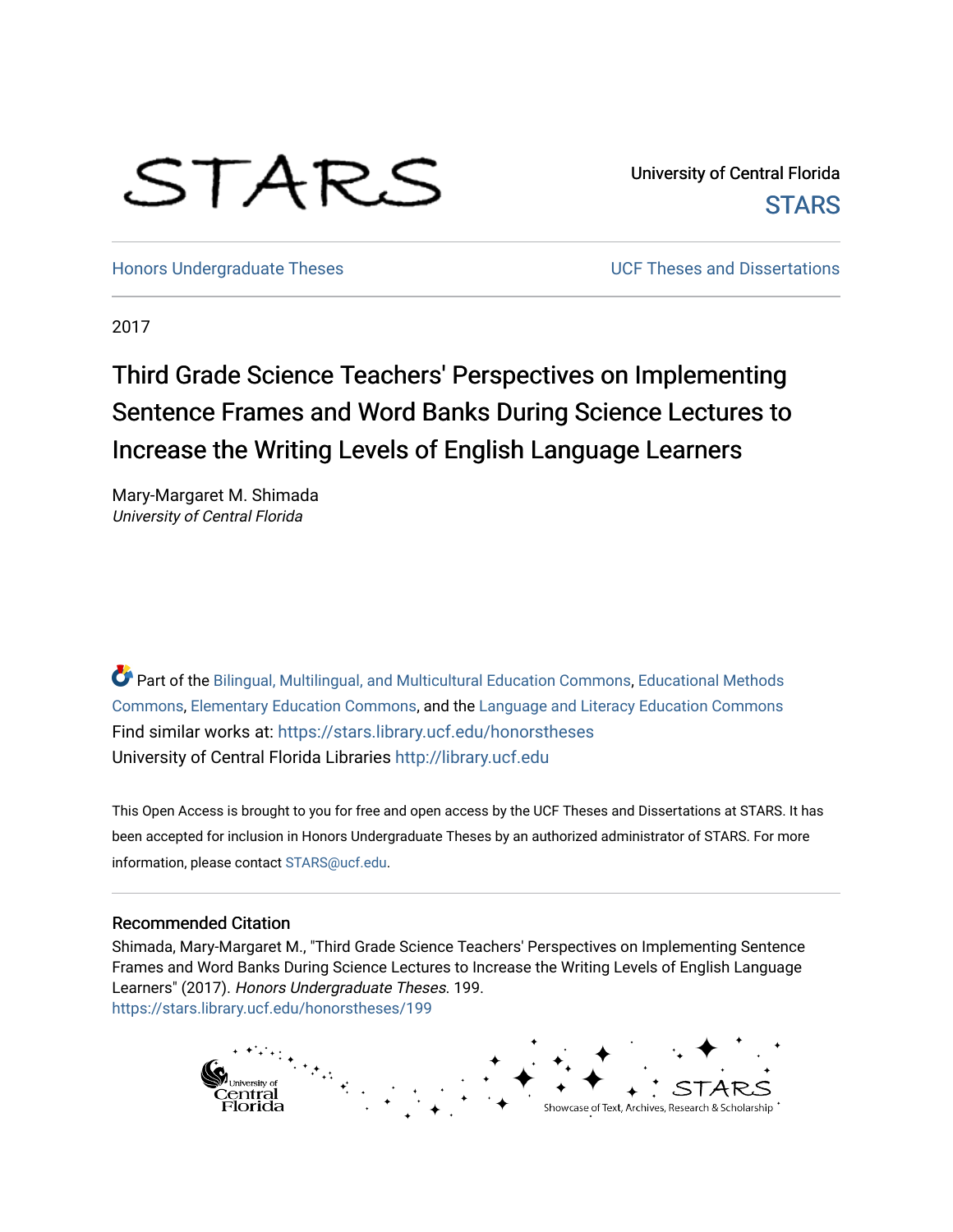STARS

University of Central Florida
STARS

Honors Undergraduate Theses | UCF Theses and Dissertations

2017

# Third Grade Science Teachers' Perspectives on Implementing Sentence Frames and Word Banks During Science Lectures to Increase the Writing Levels of English Language Learners

Mary-Margaret M. Shimada
*University of Central Florida*

Part of the Bilingual, Multilingual, and Multicultural Education Commons, Educational Methods Commons, Elementary Education Commons, and the Language and Literacy Education Commons
Find similar works at: https://stars.library.ucf.edu/honorstheses
University of Central Florida Libraries http://library.ucf.edu

This Open Access is brought to you for free and open access by the UCF Theses and Dissertations at STARS. It has been accepted for inclusion in Honors Undergraduate Theses by an authorized administrator of STARS. For more information, please contact STARS@ucf.edu.

## Recommended Citation

Shimada, Mary-Margaret M., "Third Grade Science Teachers' Perspectives on Implementing Sentence Frames and Word Banks During Science Lectures to Increase the Writing Levels of English Language Learners" (2017). *Honors Undergraduate Theses*. 199.
https://stars.library.ucf.edu/honorstheses/199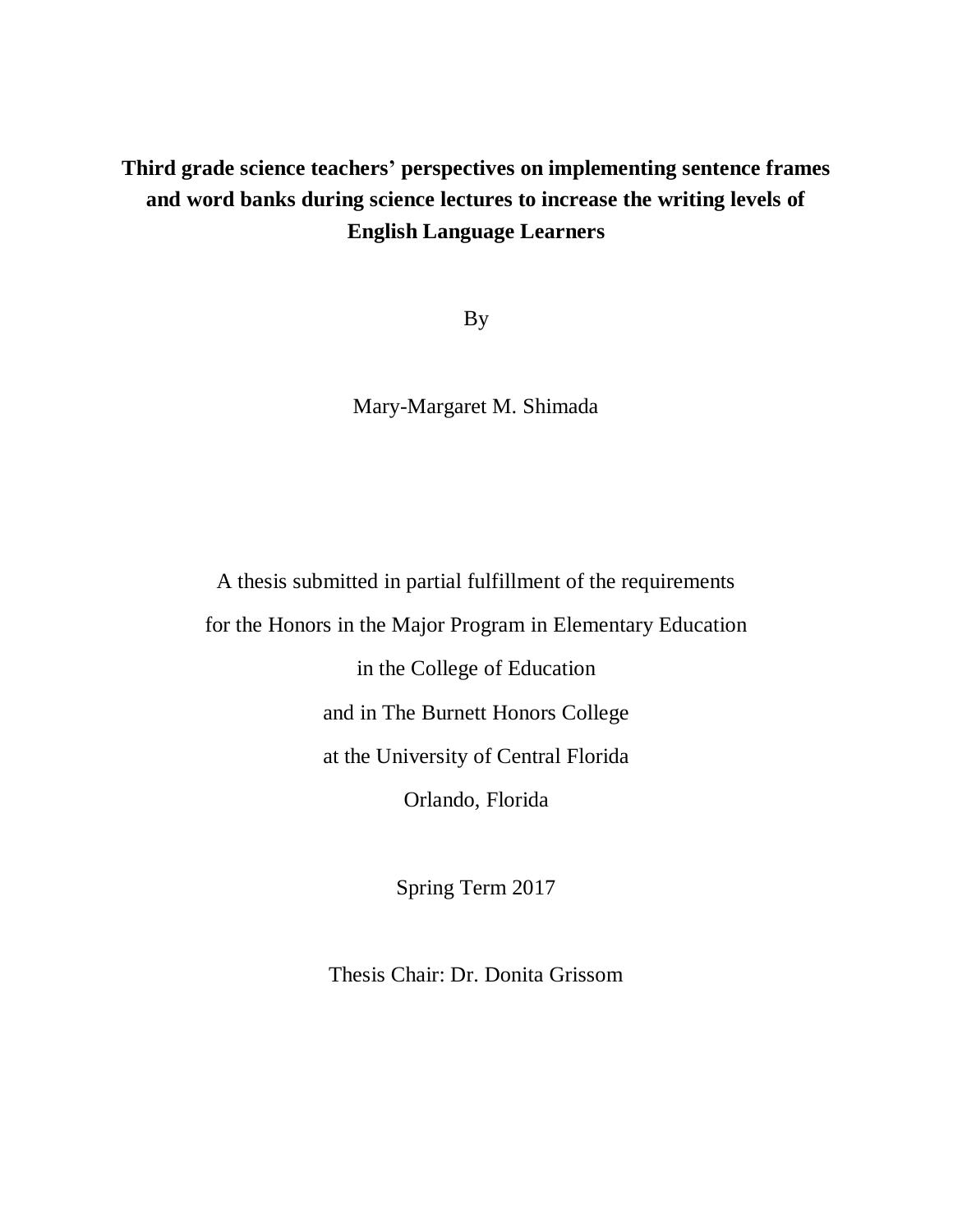# Third grade science teachers' perspectives on implementing sentence frames and word banks during science lectures to increase the writing levels of English Language Learners

By

Mary-Margaret M. Shimada

A thesis submitted in partial fulfillment of the requirements
for the Honors in the Major Program in Elementary Education
in the College of Education
and in The Burnett Honors College
at the University of Central Florida
Orlando, Florida

Spring Term 2017

Thesis Chair: Dr. Donita Grissom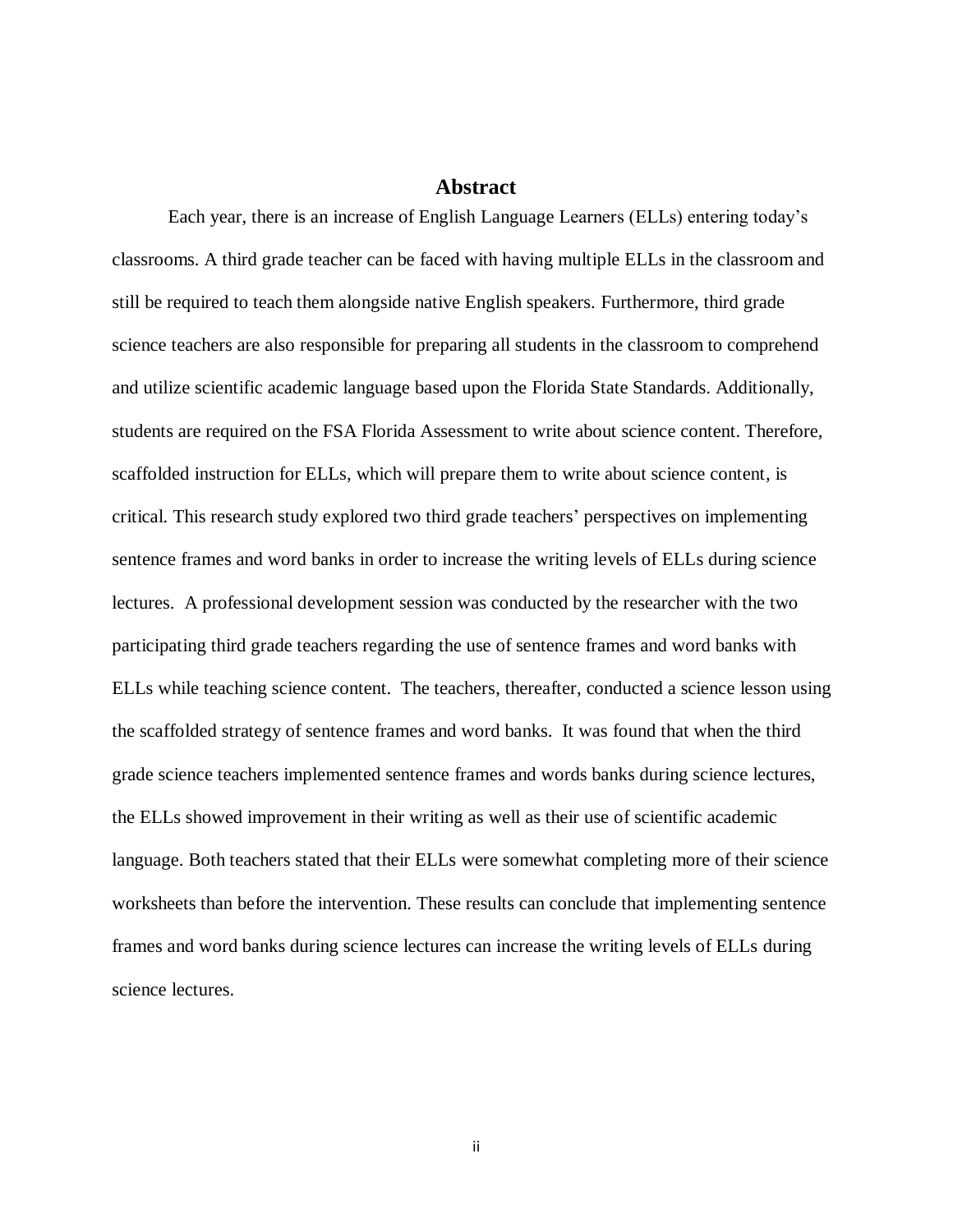# Abstract

Each year, there is an increase of English Language Learners (ELLs) entering today's classrooms. A third grade teacher can be faced with having multiple ELLs in the classroom and still be required to teach them alongside native English speakers. Furthermore, third grade science teachers are also responsible for preparing all students in the classroom to comprehend and utilize scientific academic language based upon the Florida State Standards. Additionally, students are required on the FSA Florida Assessment to write about science content. Therefore, scaffolded instruction for ELLs, which will prepare them to write about science content, is critical. This research study explored two third grade teachers' perspectives on implementing sentence frames and word banks in order to increase the writing levels of ELLs during science lectures. A professional development session was conducted by the researcher with the two participating third grade teachers regarding the use of sentence frames and word banks with ELLs while teaching science content. The teachers, thereafter, conducted a science lesson using the scaffolded strategy of sentence frames and word banks. It was found that when the third grade science teachers implemented sentence frames and words banks during science lectures, the ELLs showed improvement in their writing as well as their use of scientific academic language. Both teachers stated that their ELLs were somewhat completing more of their science worksheets than before the intervention. These results can conclude that implementing sentence frames and word banks during science lectures can increase the writing levels of ELLs during science lectures.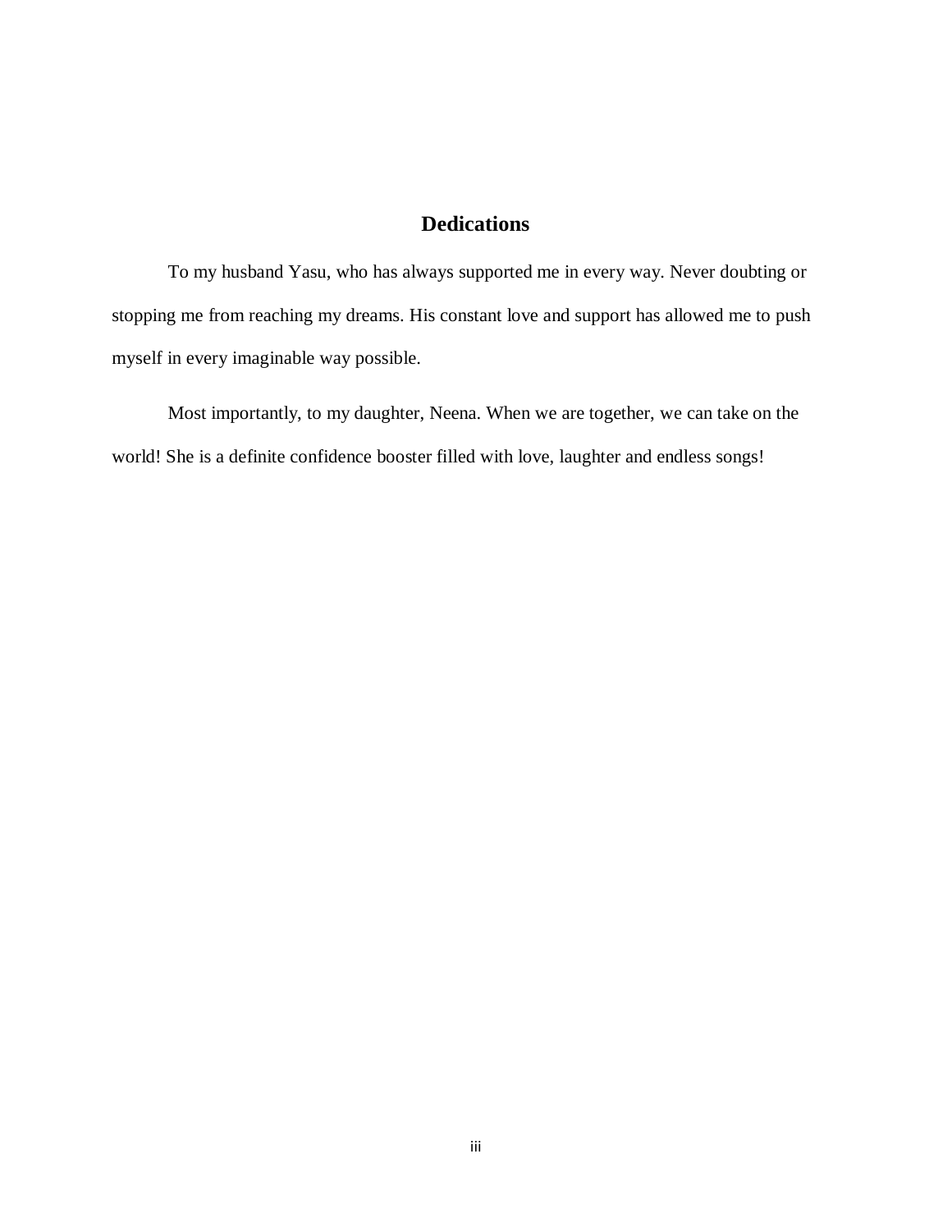# Dedications

To my husband Yasu, who has always supported me in every way. Never doubting or stopping me from reaching my dreams. His constant love and support has allowed me to push myself in every imaginable way possible.

Most importantly, to my daughter, Neena. When we are together, we can take on the world! She is a definite confidence booster filled with love, laughter and endless songs!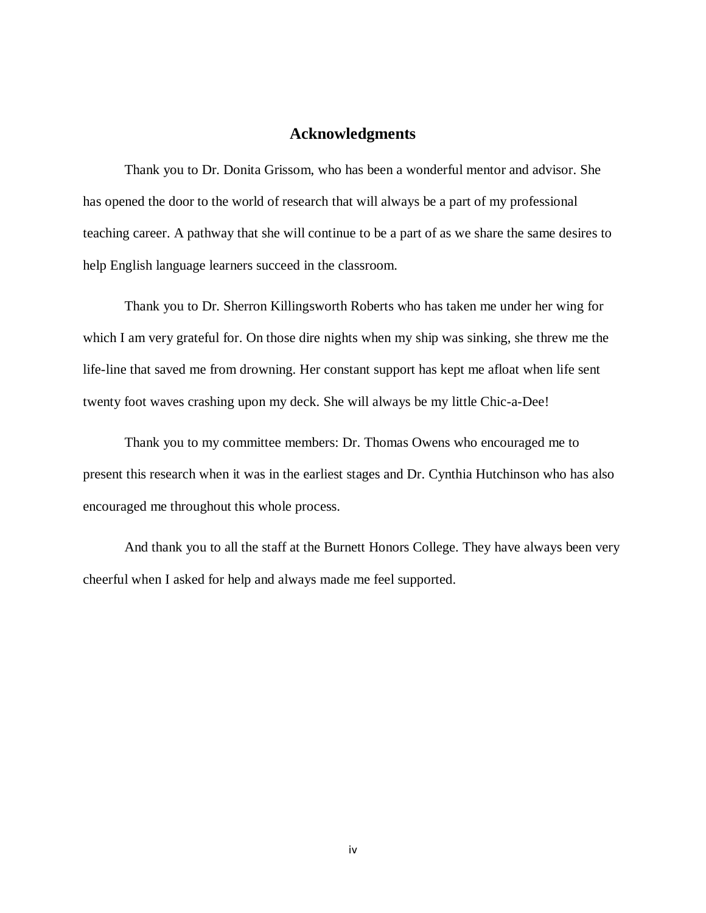# Acknowledgments

Thank you to Dr. Donita Grissom, who has been a wonderful mentor and advisor. She has opened the door to the world of research that will always be a part of my professional teaching career. A pathway that she will continue to be a part of as we share the same desires to help English language learners succeed in the classroom.

Thank you to Dr. Sherron Killingsworth Roberts who has taken me under her wing for which I am very grateful for. On those dire nights when my ship was sinking, she threw me the life-line that saved me from drowning. Her constant support has kept me afloat when life sent twenty foot waves crashing upon my deck. She will always be my little Chic-a-Dee!

Thank you to my committee members: Dr. Thomas Owens who encouraged me to present this research when it was in the earliest stages and Dr. Cynthia Hutchinson who has also encouraged me throughout this whole process.

And thank you to all the staff at the Burnett Honors College. They have always been very cheerful when I asked for help and always made me feel supported.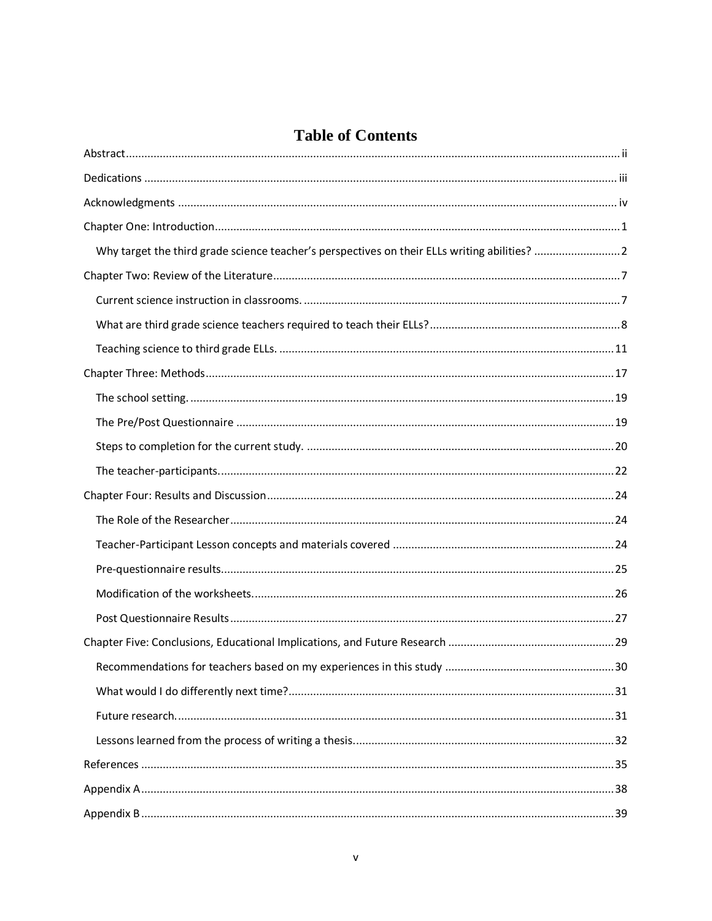# Table of Contents

Abstract .......... ii

Dedications .......... iii

Acknowledgments .......... iv

Chapter One: Introduction .......... 1

- Why target the third grade science teacher's perspectives on their ELLs writing abilities? .......... 2

Chapter Two: Review of the Literature .......... 7

- Current science instruction in classrooms. .......... 7
- What are third grade science teachers required to teach their ELLs? .......... 8
- Teaching science to third grade ELLs. .......... 11

Chapter Three: Methods .......... 17

- The school setting. .......... 19
- The Pre/Post Questionnaire .......... 19
- Steps to completion for the current study. .......... 20
- The teacher-participants. .......... 22

Chapter Four: Results and Discussion .......... 24

- The Role of the Researcher .......... 24
- Teacher-Participant Lesson concepts and materials covered .......... 24
- Pre-questionnaire results. .......... 25
- Modification of the worksheets. .......... 26
- Post Questionnaire Results .......... 27

Chapter Five: Conclusions, Educational Implications, and Future Research .......... 29

- Recommendations for teachers based on my experiences in this study .......... 30
- What would I do differently next time? .......... 31
- Future research. .......... 31
- Lessons learned from the process of writing a thesis. .......... 32

References .......... 35

Appendix A .......... 38

Appendix B .......... 39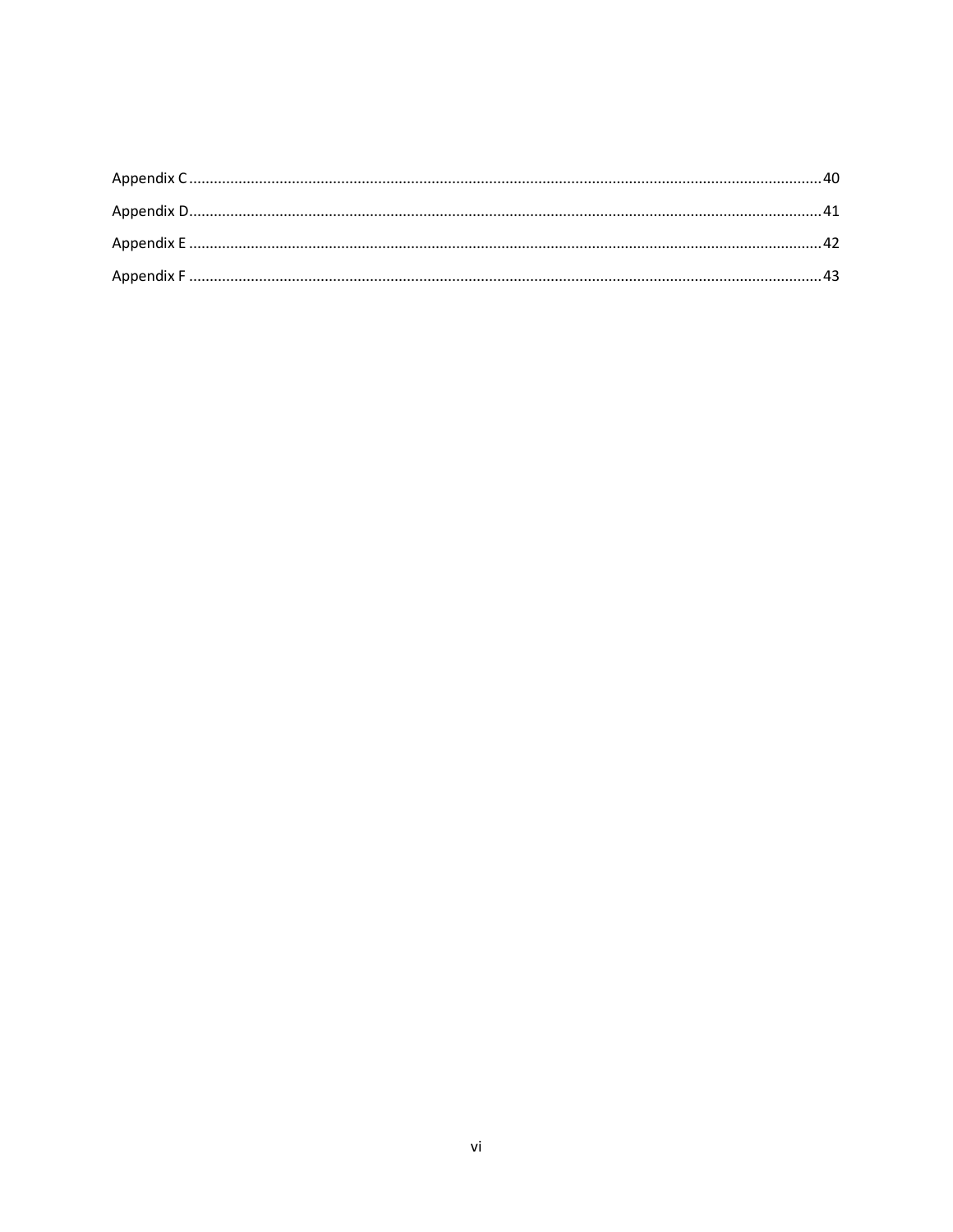Appendix C ........................................................................................................................................................ 40

Appendix D........................................................................................................................................................ 41

Appendix E ........................................................................................................................................................ 42

Appendix F ........................................................................................................................................................ 43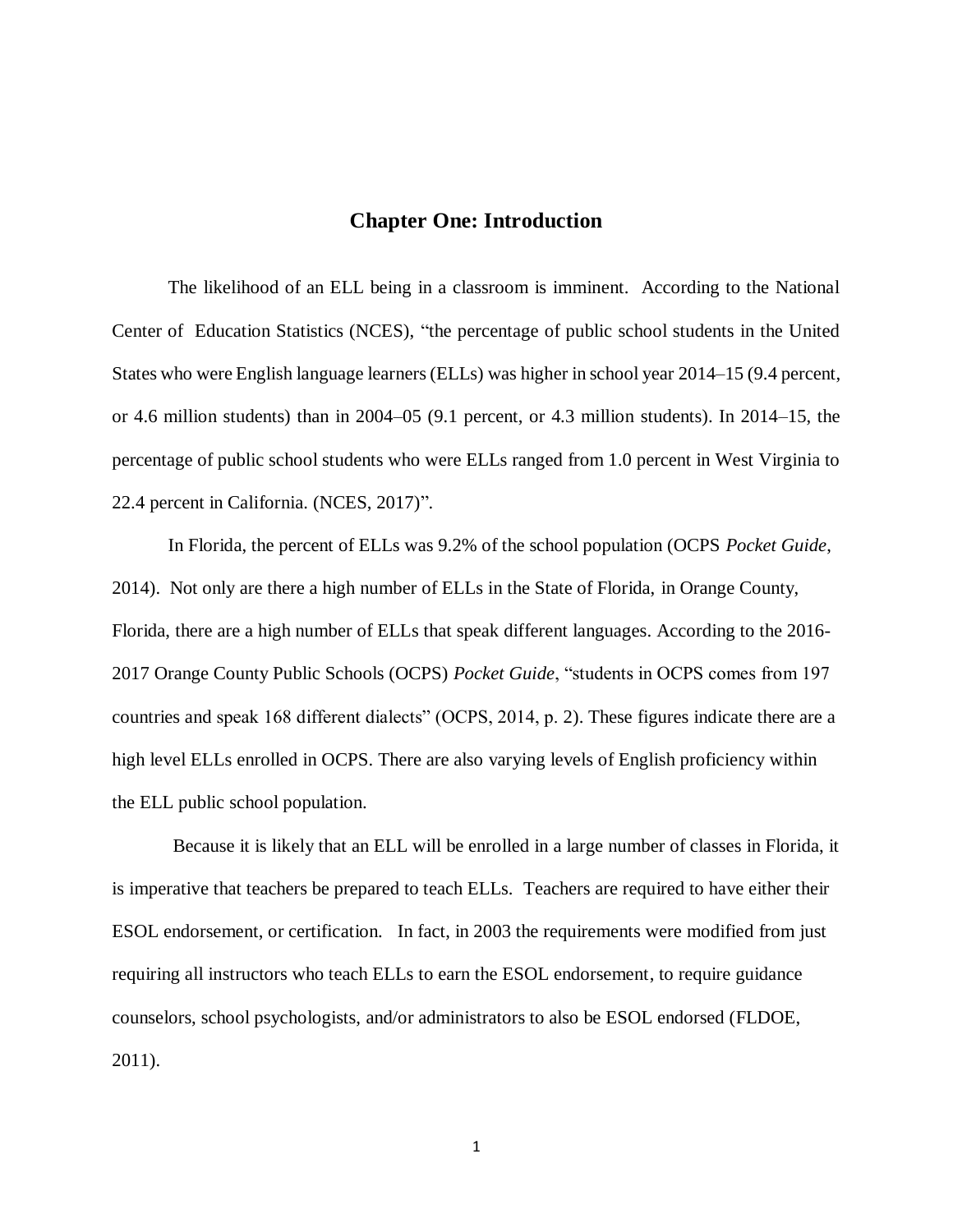# Chapter One: Introduction

The likelihood of an ELL being in a classroom is imminent. According to the National Center of Education Statistics (NCES), "the percentage of public school students in the United States who were English language learners (ELLs) was higher in school year 2014–15 (9.4 percent, or 4.6 million students) than in 2004–05 (9.1 percent, or 4.3 million students). In 2014–15, the percentage of public school students who were ELLs ranged from 1.0 percent in West Virginia to 22.4 percent in California. (NCES, 2017)".

In Florida, the percent of ELLs was 9.2% of the school population (OCPS *Pocket Guide*, 2014). Not only are there a high number of ELLs in the State of Florida, in Orange County, Florida, there are a high number of ELLs that speak different languages. According to the 2016-2017 Orange County Public Schools (OCPS) *Pocket Guide*, "students in OCPS comes from 197 countries and speak 168 different dialects" (OCPS, 2014, p. 2). These figures indicate there are a high level ELLs enrolled in OCPS. There are also varying levels of English proficiency within the ELL public school population.

Because it is likely that an ELL will be enrolled in a large number of classes in Florida, it is imperative that teachers be prepared to teach ELLs. Teachers are required to have either their ESOL endorsement, or certification. In fact, in 2003 the requirements were modified from just requiring all instructors who teach ELLs to earn the ESOL endorsement, to require guidance counselors, school psychologists, and/or administrators to also be ESOL endorsed (FLDOE, 2011).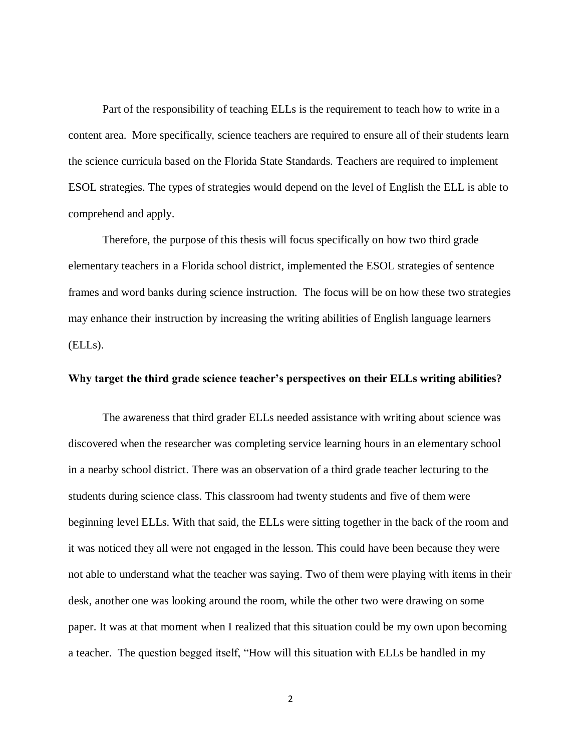Part of the responsibility of teaching ELLs is the requirement to teach how to write in a content area. More specifically, science teachers are required to ensure all of their students learn the science curricula based on the Florida State Standards. Teachers are required to implement ESOL strategies. The types of strategies would depend on the level of English the ELL is able to comprehend and apply.

Therefore, the purpose of this thesis will focus specifically on how two third grade elementary teachers in a Florida school district, implemented the ESOL strategies of sentence frames and word banks during science instruction. The focus will be on how these two strategies may enhance their instruction by increasing the writing abilities of English language learners (ELLs).

**Why target the third grade science teacher's perspectives on their ELLs writing abilities?**

The awareness that third grader ELLs needed assistance with writing about science was discovered when the researcher was completing service learning hours in an elementary school in a nearby school district. There was an observation of a third grade teacher lecturing to the students during science class. This classroom had twenty students and five of them were beginning level ELLs. With that said, the ELLs were sitting together in the back of the room and it was noticed they all were not engaged in the lesson. This could have been because they were not able to understand what the teacher was saying. Two of them were playing with items in their desk, another one was looking around the room, while the other two were drawing on some paper. It was at that moment when I realized that this situation could be my own upon becoming a teacher. The question begged itself, "How will this situation with ELLs be handled in my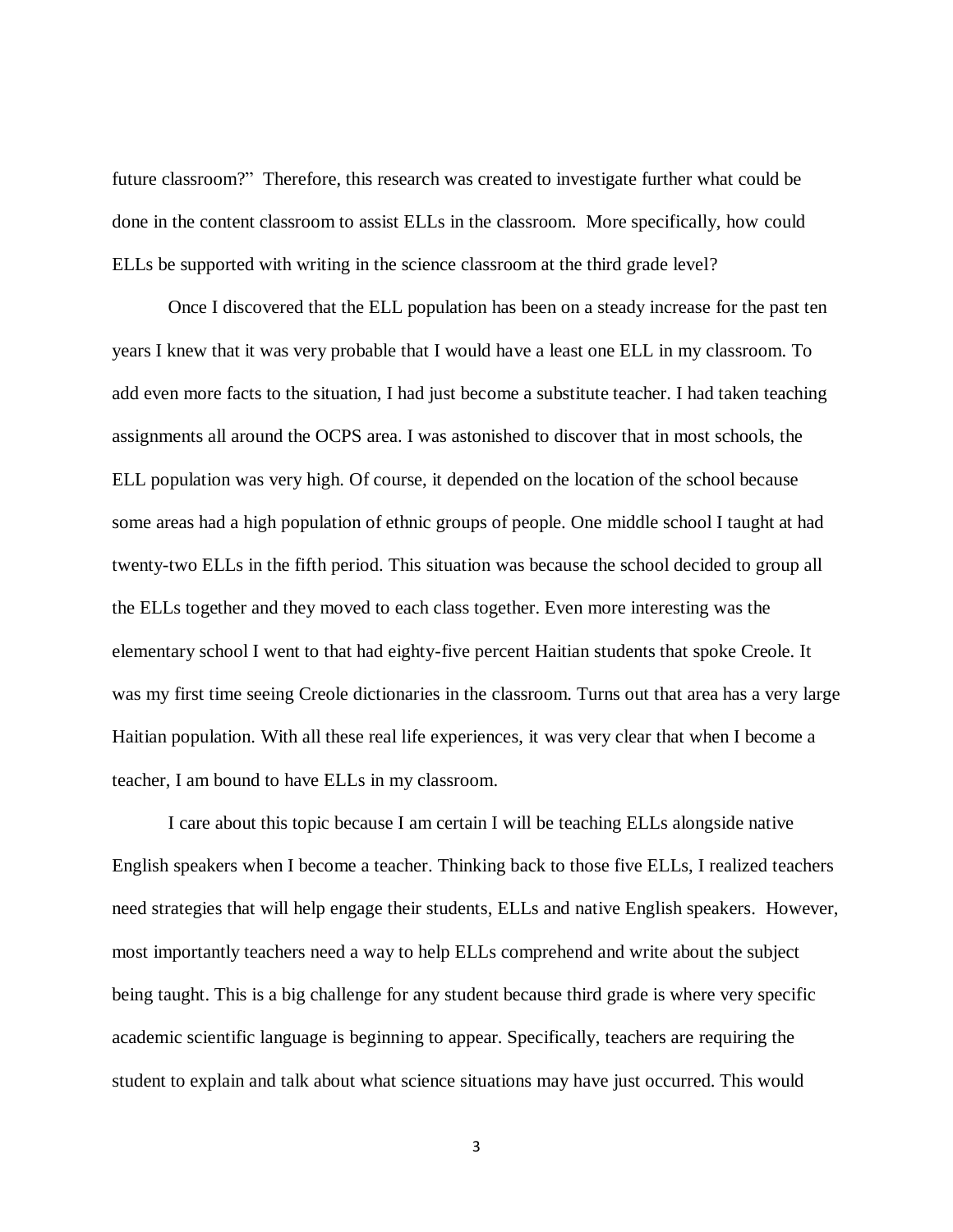future classroom?" Therefore, this research was created to investigate further what could be done in the content classroom to assist ELLs in the classroom. More specifically, how could ELLs be supported with writing in the science classroom at the third grade level?

Once I discovered that the ELL population has been on a steady increase for the past ten years I knew that it was very probable that I would have a least one ELL in my classroom. To add even more facts to the situation, I had just become a substitute teacher. I had taken teaching assignments all around the OCPS area. I was astonished to discover that in most schools, the ELL population was very high. Of course, it depended on the location of the school because some areas had a high population of ethnic groups of people. One middle school I taught at had twenty-two ELLs in the fifth period. This situation was because the school decided to group all the ELLs together and they moved to each class together. Even more interesting was the elementary school I went to that had eighty-five percent Haitian students that spoke Creole. It was my first time seeing Creole dictionaries in the classroom. Turns out that area has a very large Haitian population. With all these real life experiences, it was very clear that when I become a teacher, I am bound to have ELLs in my classroom.

I care about this topic because I am certain I will be teaching ELLs alongside native English speakers when I become a teacher. Thinking back to those five ELLs, I realized teachers need strategies that will help engage their students, ELLs and native English speakers. However, most importantly teachers need a way to help ELLs comprehend and write about the subject being taught. This is a big challenge for any student because third grade is where very specific academic scientific language is beginning to appear. Specifically, teachers are requiring the student to explain and talk about what science situations may have just occurred. This would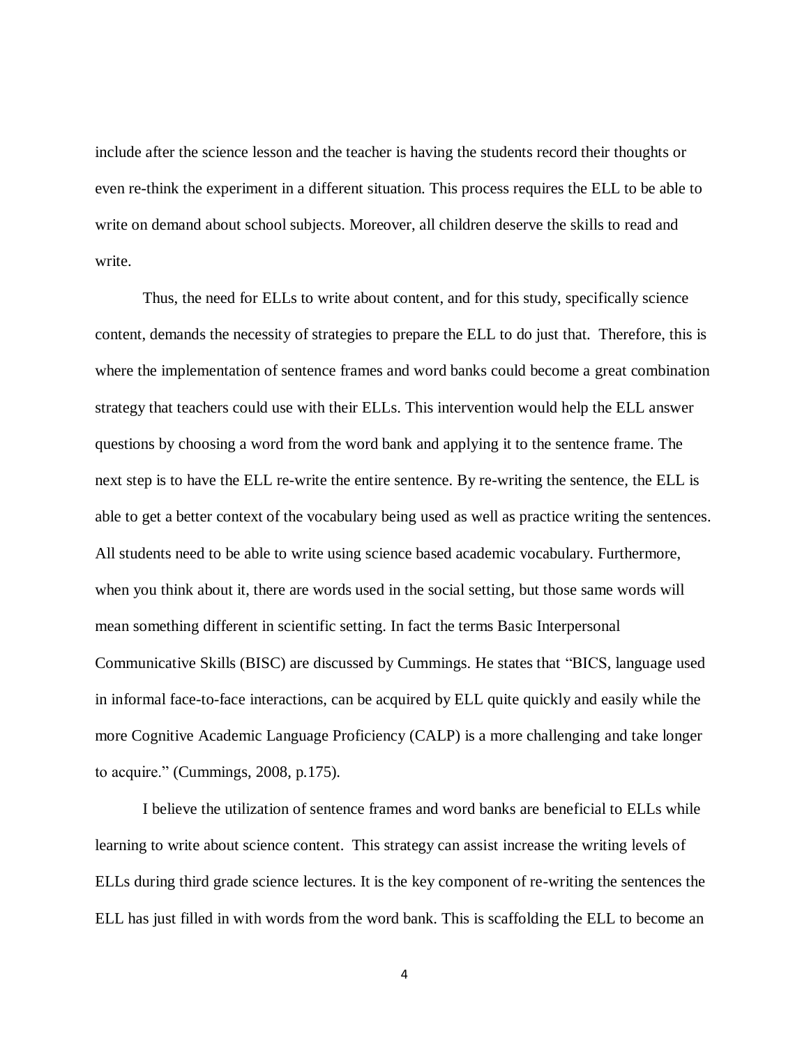include after the science lesson and the teacher is having the students record their thoughts or even re-think the experiment in a different situation. This process requires the ELL to be able to write on demand about school subjects. Moreover, all children deserve the skills to read and write.

Thus, the need for ELLs to write about content, and for this study, specifically science content, demands the necessity of strategies to prepare the ELL to do just that. Therefore, this is where the implementation of sentence frames and word banks could become a great combination strategy that teachers could use with their ELLs. This intervention would help the ELL answer questions by choosing a word from the word bank and applying it to the sentence frame. The next step is to have the ELL re-write the entire sentence. By re-writing the sentence, the ELL is able to get a better context of the vocabulary being used as well as practice writing the sentences. All students need to be able to write using science based academic vocabulary. Furthermore, when you think about it, there are words used in the social setting, but those same words will mean something different in scientific setting. In fact the terms Basic Interpersonal Communicative Skills (BISC) are discussed by Cummings. He states that "BICS, language used in informal face-to-face interactions, can be acquired by ELL quite quickly and easily while the more Cognitive Academic Language Proficiency (CALP) is a more challenging and take longer to acquire." (Cummings, 2008, p.175).

I believe the utilization of sentence frames and word banks are beneficial to ELLs while learning to write about science content. This strategy can assist increase the writing levels of ELLs during third grade science lectures. It is the key component of re-writing the sentences the ELL has just filled in with words from the word bank. This is scaffolding the ELL to become an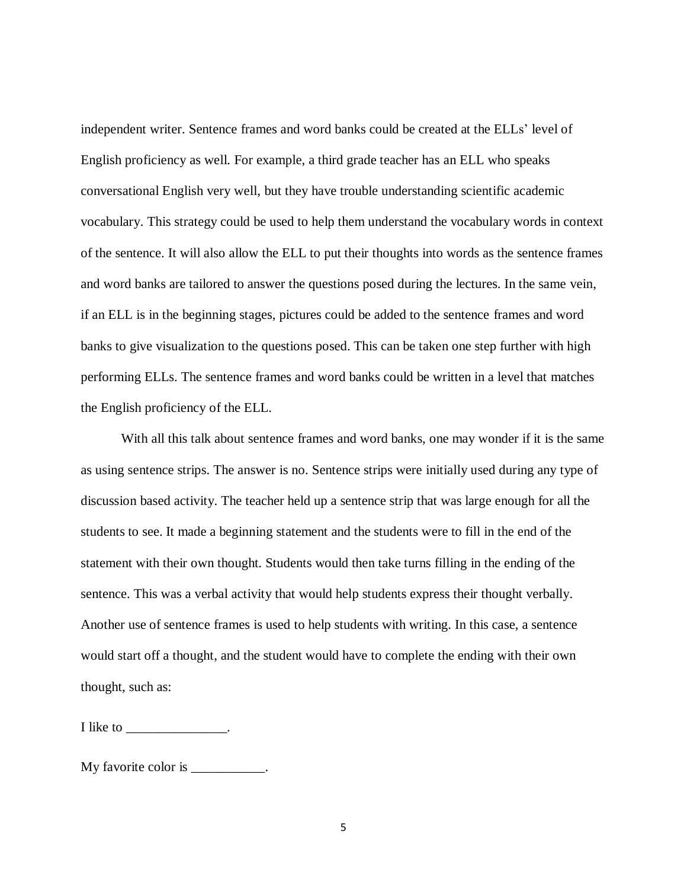independent writer. Sentence frames and word banks could be created at the ELLs' level of English proficiency as well. For example, a third grade teacher has an ELL who speaks conversational English very well, but they have trouble understanding scientific academic vocabulary. This strategy could be used to help them understand the vocabulary words in context of the sentence. It will also allow the ELL to put their thoughts into words as the sentence frames and word banks are tailored to answer the questions posed during the lectures. In the same vein, if an ELL is in the beginning stages, pictures could be added to the sentence frames and word banks to give visualization to the questions posed. This can be taken one step further with high performing ELLs. The sentence frames and word banks could be written in a level that matches the English proficiency of the ELL.

With all this talk about sentence frames and word banks, one may wonder if it is the same as using sentence strips. The answer is no. Sentence strips were initially used during any type of discussion based activity. The teacher held up a sentence strip that was large enough for all the students to see. It made a beginning statement and the students were to fill in the end of the statement with their own thought. Students would then take turns filling in the ending of the sentence. This was a verbal activity that would help students express their thought verbally. Another use of sentence frames is used to help students with writing. In this case, a sentence would start off a thought, and the student would have to complete the ending with their own thought, such as:

I like to _______________.

My favorite color is ___________.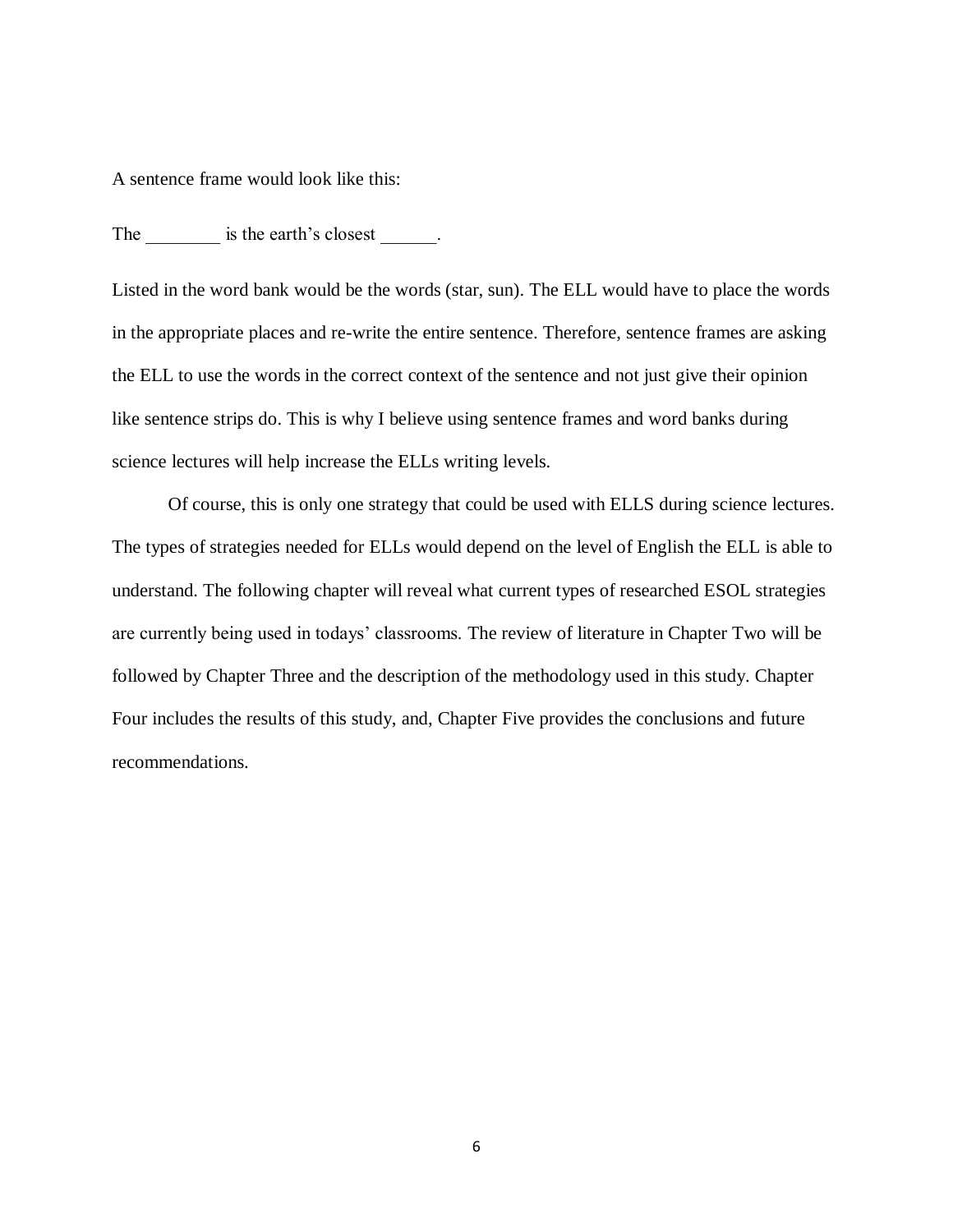A sentence frame would look like this:

The ________ is the earth's closest ______.

Listed in the word bank would be the words (star, sun). The ELL would have to place the words in the appropriate places and re-write the entire sentence. Therefore, sentence frames are asking the ELL to use the words in the correct context of the sentence and not just give their opinion like sentence strips do. This is why I believe using sentence frames and word banks during science lectures will help increase the ELLs writing levels.

Of course, this is only one strategy that could be used with ELLS during science lectures. The types of strategies needed for ELLs would depend on the level of English the ELL is able to understand. The following chapter will reveal what current types of researched ESOL strategies are currently being used in todays' classrooms. The review of literature in Chapter Two will be followed by Chapter Three and the description of the methodology used in this study. Chapter Four includes the results of this study, and, Chapter Five provides the conclusions and future recommendations.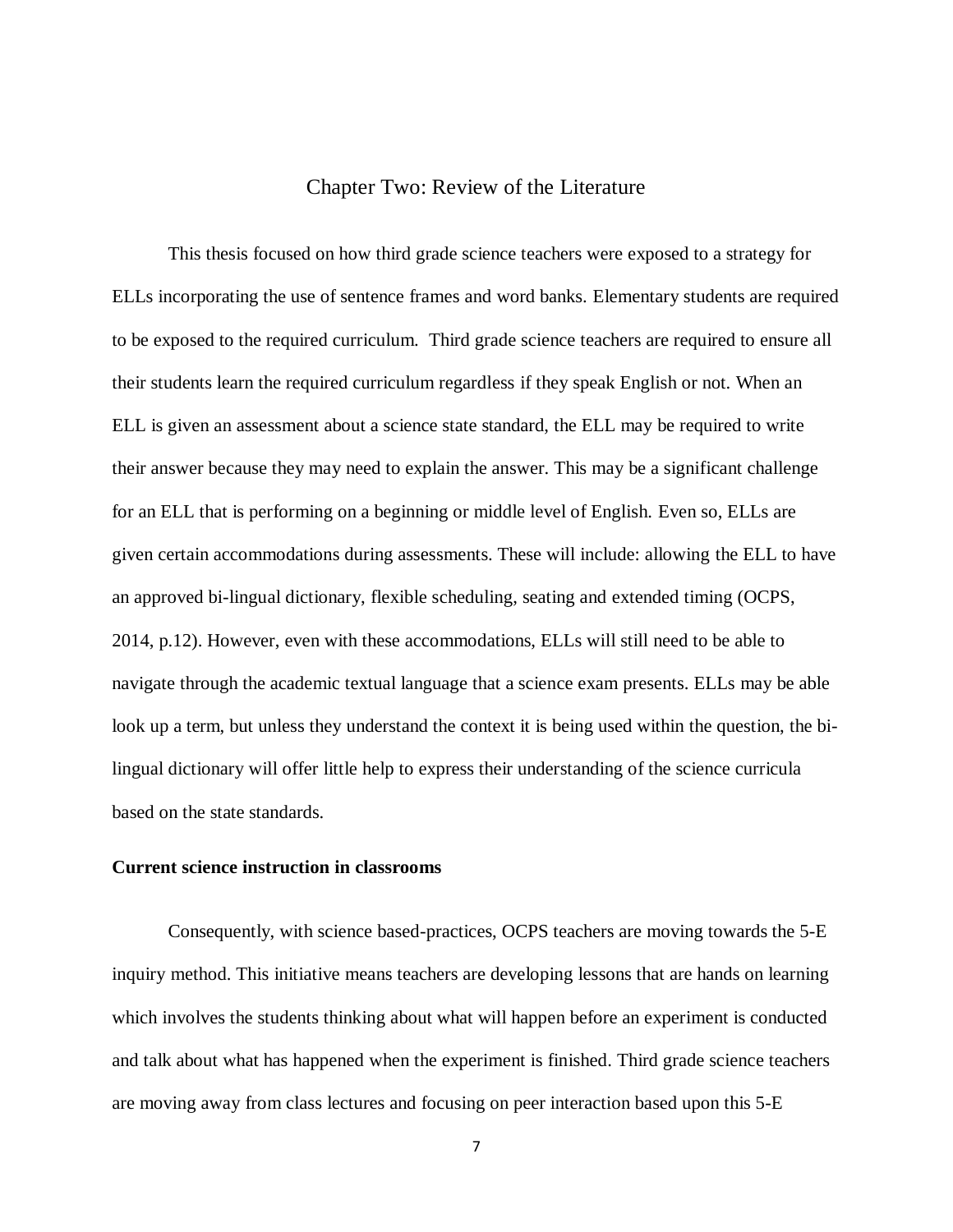# Chapter Two: Review of the Literature

This thesis focused on how third grade science teachers were exposed to a strategy for ELLs incorporating the use of sentence frames and word banks. Elementary students are required to be exposed to the required curriculum. Third grade science teachers are required to ensure all their students learn the required curriculum regardless if they speak English or not. When an ELL is given an assessment about a science state standard, the ELL may be required to write their answer because they may need to explain the answer. This may be a significant challenge for an ELL that is performing on a beginning or middle level of English. Even so, ELLs are given certain accommodations during assessments. These will include: allowing the ELL to have an approved bi-lingual dictionary, flexible scheduling, seating and extended timing (OCPS, 2014, p.12). However, even with these accommodations, ELLs will still need to be able to navigate through the academic textual language that a science exam presents. ELLs may be able look up a term, but unless they understand the context it is being used within the question, the bi-lingual dictionary will offer little help to express their understanding of the science curricula based on the state standards.

**Current science instruction in classrooms**

Consequently, with science based-practices, OCPS teachers are moving towards the 5-E inquiry method. This initiative means teachers are developing lessons that are hands on learning which involves the students thinking about what will happen before an experiment is conducted and talk about what has happened when the experiment is finished. Third grade science teachers are moving away from class lectures and focusing on peer interaction based upon this 5-E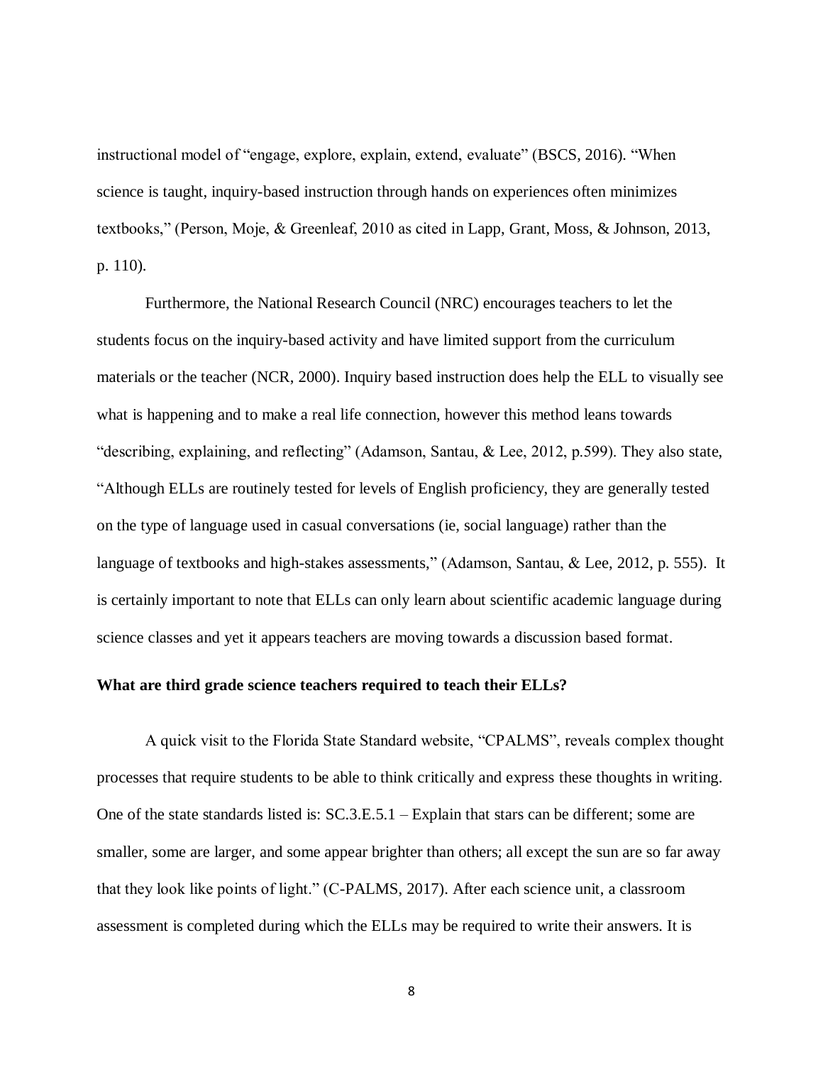instructional model of "engage, explore, explain, extend, evaluate" (BSCS, 2016). "When science is taught, inquiry-based instruction through hands on experiences often minimizes textbooks," (Person, Moje, & Greenleaf, 2010 as cited in Lapp, Grant, Moss, & Johnson, 2013, p. 110).

Furthermore, the National Research Council (NRC) encourages teachers to let the students focus on the inquiry-based activity and have limited support from the curriculum materials or the teacher (NCR, 2000). Inquiry based instruction does help the ELL to visually see what is happening and to make a real life connection, however this method leans towards "describing, explaining, and reflecting" (Adamson, Santau, & Lee, 2012, p.599). They also state, "Although ELLs are routinely tested for levels of English proficiency, they are generally tested on the type of language used in casual conversations (ie, social language) rather than the language of textbooks and high-stakes assessments," (Adamson, Santau, & Lee, 2012, p. 555). It is certainly important to note that ELLs can only learn about scientific academic language during science classes and yet it appears teachers are moving towards a discussion based format.

**What are third grade science teachers required to teach their ELLs?**

A quick visit to the Florida State Standard website, "CPALMS", reveals complex thought processes that require students to be able to think critically and express these thoughts in writing. One of the state standards listed is: SC.3.E.5.1 – Explain that stars can be different; some are smaller, some are larger, and some appear brighter than others; all except the sun are so far away that they look like points of light." (C-PALMS, 2017). After each science unit, a classroom assessment is completed during which the ELLs may be required to write their answers. It is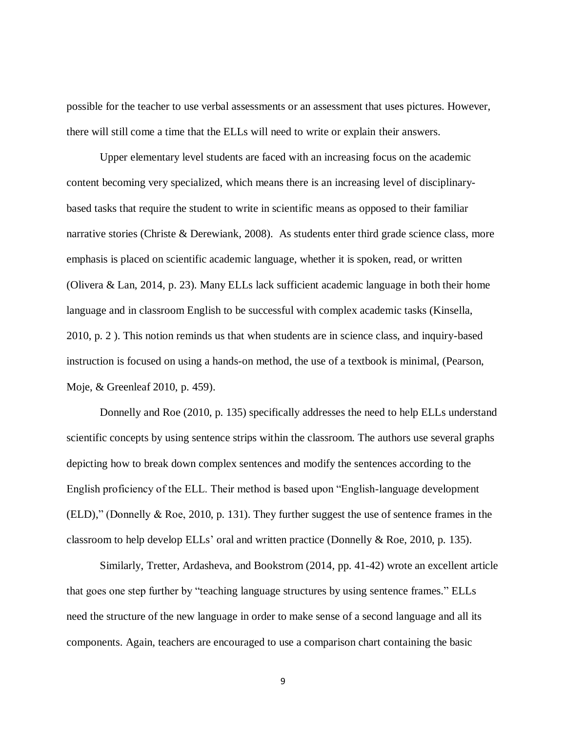possible for the teacher to use verbal assessments or an assessment that uses pictures. However, there will still come a time that the ELLs will need to write or explain their answers.

Upper elementary level students are faced with an increasing focus on the academic content becoming very specialized, which means there is an increasing level of disciplinary-based tasks that require the student to write in scientific means as opposed to their familiar narrative stories (Christe & Derewiank, 2008). As students enter third grade science class, more emphasis is placed on scientific academic language, whether it is spoken, read, or written (Olivera & Lan, 2014, p. 23). Many ELLs lack sufficient academic language in both their home language and in classroom English to be successful with complex academic tasks (Kinsella, 2010, p. 2 ). This notion reminds us that when students are in science class, and inquiry-based instruction is focused on using a hands-on method, the use of a textbook is minimal, (Pearson, Moje, & Greenleaf 2010, p. 459).

Donnelly and Roe (2010, p. 135) specifically addresses the need to help ELLs understand scientific concepts by using sentence strips within the classroom. The authors use several graphs depicting how to break down complex sentences and modify the sentences according to the English proficiency of the ELL. Their method is based upon "English-language development (ELD)," (Donnelly & Roe, 2010, p. 131). They further suggest the use of sentence frames in the classroom to help develop ELLs' oral and written practice (Donnelly & Roe, 2010, p. 135).

Similarly, Tretter, Ardasheva, and Bookstrom (2014, pp. 41-42) wrote an excellent article that goes one step further by "teaching language structures by using sentence frames." ELLs need the structure of the new language in order to make sense of a second language and all its components. Again, teachers are encouraged to use a comparison chart containing the basic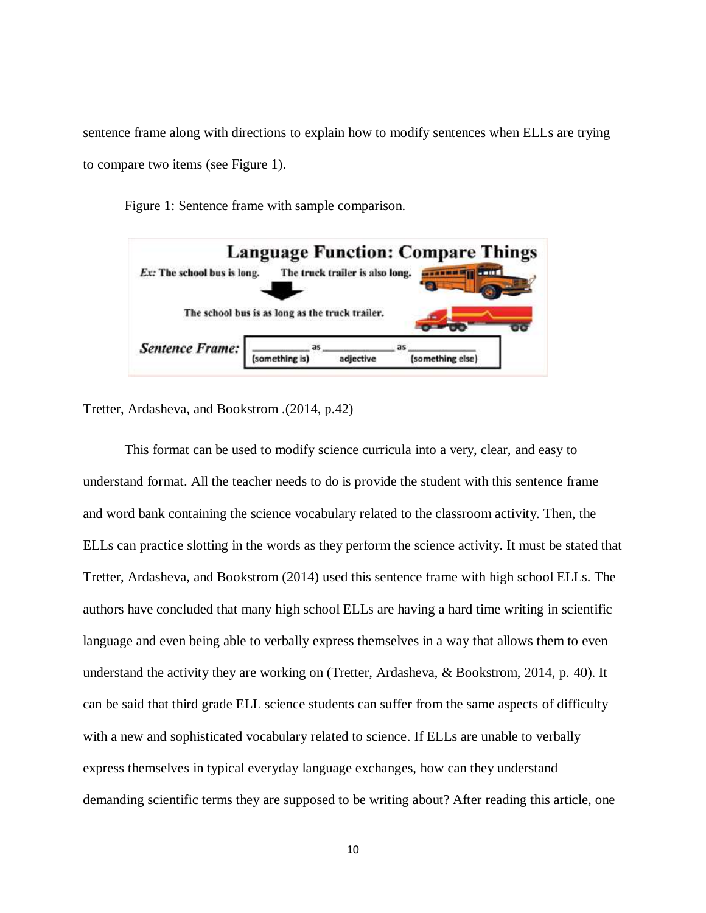sentence frame along with directions to explain how to modify sentences when ELLs are trying to compare two items (see Figure 1).

Figure 1: Sentence frame with sample comparison.

**Language Function: Compare Things**

*Ex:* The school bus is long. The truck trailer is also long.

The school bus is as long as the truck trailer.

*Sentence Frame:* __________ as __________ as __________
(something is) adjective (something else)

Tretter, Ardasheva, and Bookstrom .(2014, p.42)

This format can be used to modify science curricula into a very, clear, and easy to understand format. All the teacher needs to do is provide the student with this sentence frame and word bank containing the science vocabulary related to the classroom activity. Then, the ELLs can practice slotting in the words as they perform the science activity. It must be stated that Tretter, Ardasheva, and Bookstrom (2014) used this sentence frame with high school ELLs. The authors have concluded that many high school ELLs are having a hard time writing in scientific language and even being able to verbally express themselves in a way that allows them to even understand the activity they are working on (Tretter, Ardasheva, & Bookstrom, 2014, p. 40). It can be said that third grade ELL science students can suffer from the same aspects of difficulty with a new and sophisticated vocabulary related to science. If ELLs are unable to verbally express themselves in typical everyday language exchanges, how can they understand demanding scientific terms they are supposed to be writing about? After reading this article, one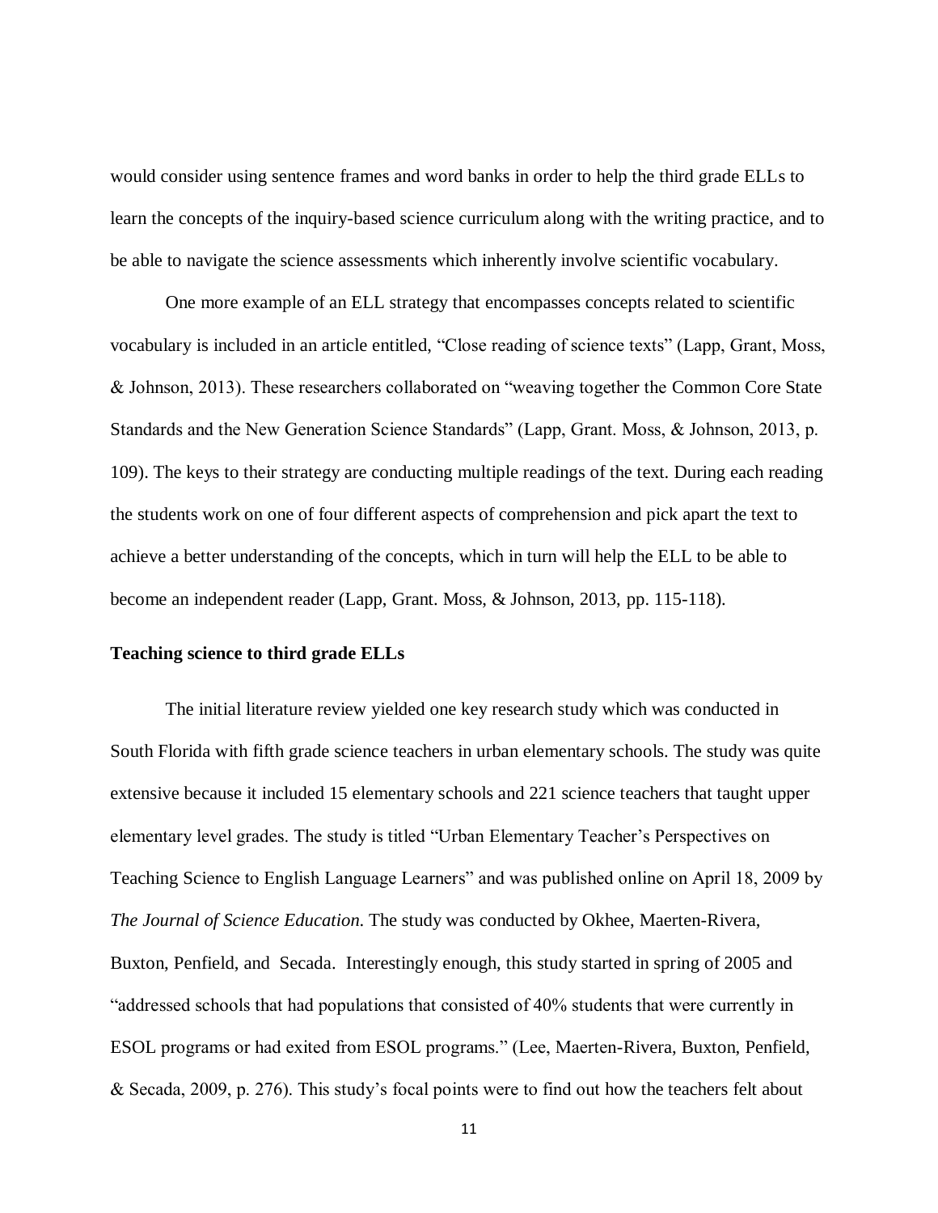would consider using sentence frames and word banks in order to help the third grade ELLs to learn the concepts of the inquiry-based science curriculum along with the writing practice, and to be able to navigate the science assessments which inherently involve scientific vocabulary.

One more example of an ELL strategy that encompasses concepts related to scientific vocabulary is included in an article entitled, "Close reading of science texts" (Lapp, Grant, Moss, & Johnson, 2013). These researchers collaborated on "weaving together the Common Core State Standards and the New Generation Science Standards" (Lapp, Grant. Moss, & Johnson, 2013, p. 109). The keys to their strategy are conducting multiple readings of the text. During each reading the students work on one of four different aspects of comprehension and pick apart the text to achieve a better understanding of the concepts, which in turn will help the ELL to be able to become an independent reader (Lapp, Grant. Moss, & Johnson, 2013, pp. 115-118).

**Teaching science to third grade ELLs**

The initial literature review yielded one key research study which was conducted in South Florida with fifth grade science teachers in urban elementary schools. The study was quite extensive because it included 15 elementary schools and 221 science teachers that taught upper elementary level grades. The study is titled "Urban Elementary Teacher's Perspectives on Teaching Science to English Language Learners" and was published online on April 18, 2009 by *The Journal of Science Education.* The study was conducted by Okhee, Maerten-Rivera, Buxton, Penfield, and Secada. Interestingly enough, this study started in spring of 2005 and "addressed schools that had populations that consisted of 40% students that were currently in ESOL programs or had exited from ESOL programs." (Lee, Maerten-Rivera, Buxton, Penfield, & Secada, 2009, p. 276). This study's focal points were to find out how the teachers felt about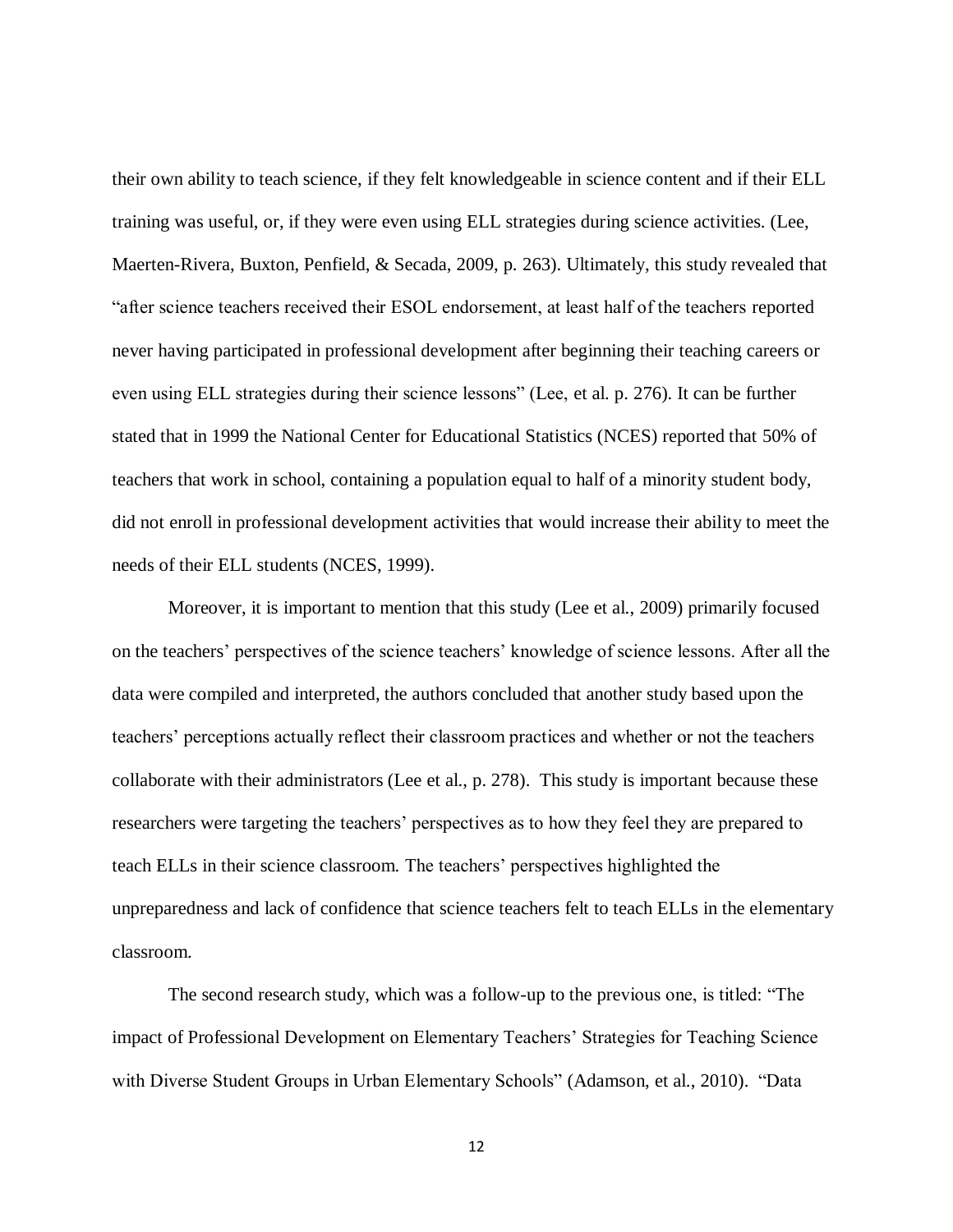their own ability to teach science, if they felt knowledgeable in science content and if their ELL training was useful, or, if they were even using ELL strategies during science activities. (Lee, Maerten-Rivera, Buxton, Penfield, & Secada, 2009, p. 263). Ultimately, this study revealed that "after science teachers received their ESOL endorsement, at least half of the teachers reported never having participated in professional development after beginning their teaching careers or even using ELL strategies during their science lessons" (Lee, et al. p. 276). It can be further stated that in 1999 the National Center for Educational Statistics (NCES) reported that 50% of teachers that work in school, containing a population equal to half of a minority student body, did not enroll in professional development activities that would increase their ability to meet the needs of their ELL students (NCES, 1999).

Moreover, it is important to mention that this study (Lee et al., 2009) primarily focused on the teachers' perspectives of the science teachers' knowledge of science lessons. After all the data were compiled and interpreted, the authors concluded that another study based upon the teachers' perceptions actually reflect their classroom practices and whether or not the teachers collaborate with their administrators (Lee et al., p. 278). This study is important because these researchers were targeting the teachers' perspectives as to how they feel they are prepared to teach ELLs in their science classroom. The teachers' perspectives highlighted the unpreparedness and lack of confidence that science teachers felt to teach ELLs in the elementary classroom.

The second research study, which was a follow-up to the previous one, is titled: "The impact of Professional Development on Elementary Teachers' Strategies for Teaching Science with Diverse Student Groups in Urban Elementary Schools" (Adamson, et al., 2010). "Data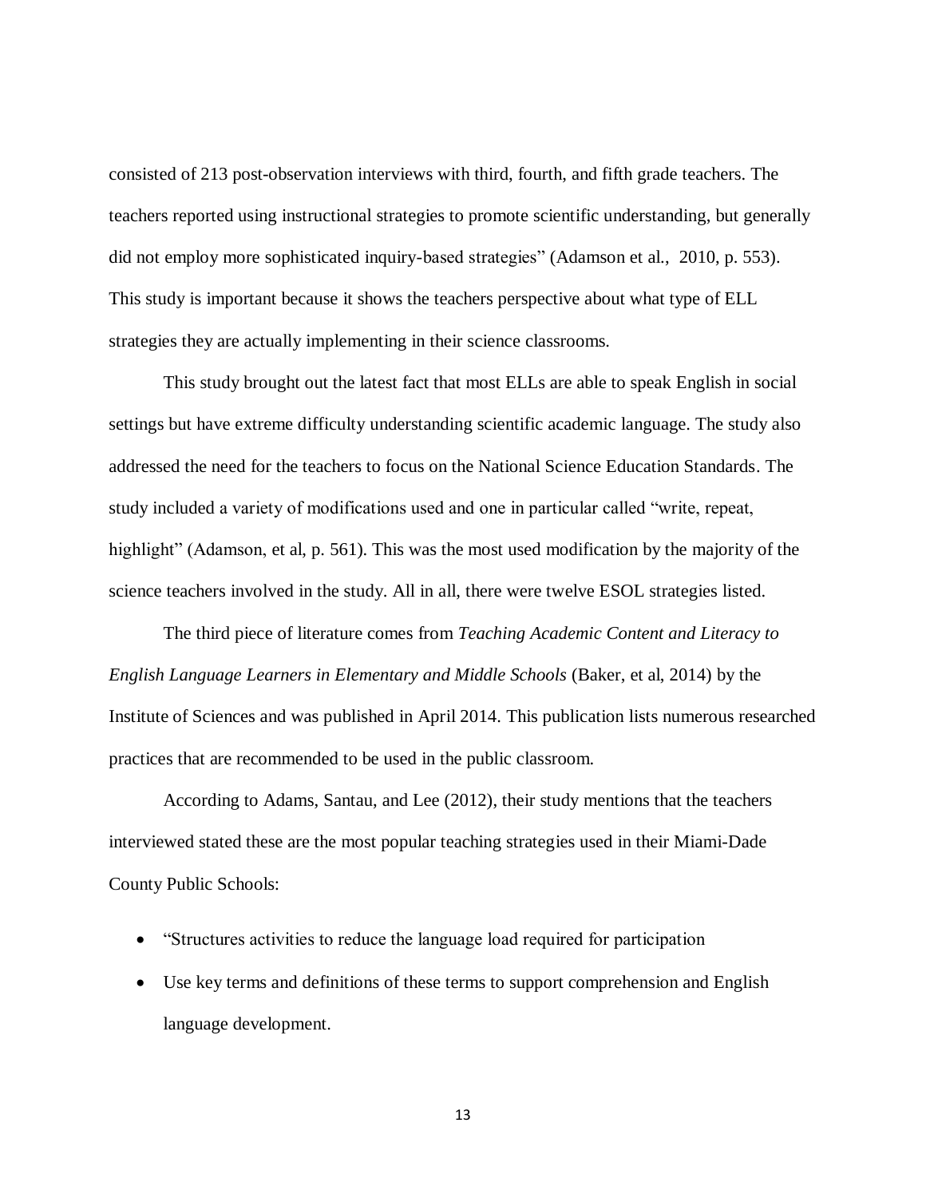consisted of 213 post-observation interviews with third, fourth, and fifth grade teachers. The teachers reported using instructional strategies to promote scientific understanding, but generally did not employ more sophisticated inquiry-based strategies" (Adamson et al., 2010, p. 553). This study is important because it shows the teachers perspective about what type of ELL strategies they are actually implementing in their science classrooms.

This study brought out the latest fact that most ELLs are able to speak English in social settings but have extreme difficulty understanding scientific academic language. The study also addressed the need for the teachers to focus on the National Science Education Standards. The study included a variety of modifications used and one in particular called "write, repeat, highlight" (Adamson, et al, p. 561). This was the most used modification by the majority of the science teachers involved in the study. All in all, there were twelve ESOL strategies listed.

The third piece of literature comes from *Teaching Academic Content and Literacy to English Language Learners in Elementary and Middle Schools* (Baker, et al, 2014) by the Institute of Sciences and was published in April 2014. This publication lists numerous researched practices that are recommended to be used in the public classroom.

According to Adams, Santau, and Lee (2012), their study mentions that the teachers interviewed stated these are the most popular teaching strategies used in their Miami-Dade County Public Schools:

- "Structures activities to reduce the language load required for participation
- Use key terms and definitions of these terms to support comprehension and English language development.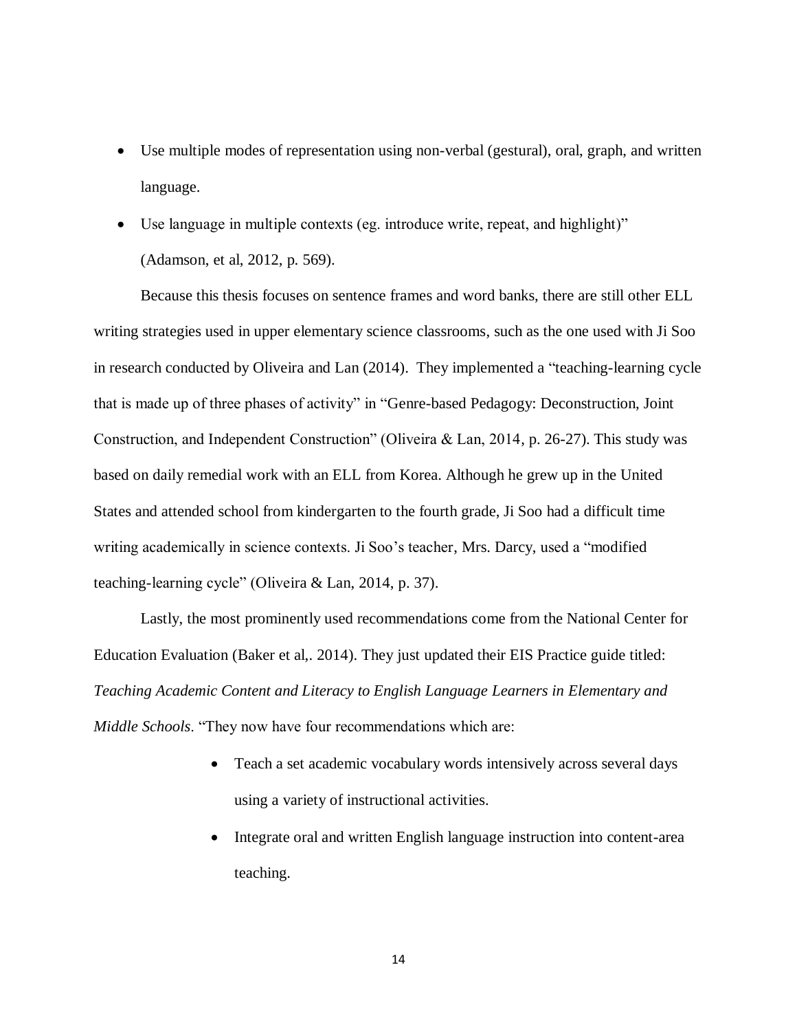- Use multiple modes of representation using non-verbal (gestural), oral, graph, and written language.
- Use language in multiple contexts (eg. introduce write, repeat, and highlight)" (Adamson, et al, 2012, p. 569).

Because this thesis focuses on sentence frames and word banks, there are still other ELL writing strategies used in upper elementary science classrooms, such as the one used with Ji Soo in research conducted by Oliveira and Lan (2014). They implemented a "teaching-learning cycle that is made up of three phases of activity" in "Genre-based Pedagogy: Deconstruction, Joint Construction, and Independent Construction" (Oliveira & Lan, 2014, p. 26-27). This study was based on daily remedial work with an ELL from Korea. Although he grew up in the United States and attended school from kindergarten to the fourth grade, Ji Soo had a difficult time writing academically in science contexts. Ji Soo's teacher, Mrs. Darcy, used a "modified teaching-learning cycle" (Oliveira & Lan, 2014, p. 37).

Lastly, the most prominently used recommendations come from the National Center for Education Evaluation (Baker et al,. 2014). They just updated their EIS Practice guide titled: *Teaching Academic Content and Literacy to English Language Learners in Elementary and Middle Schools*. "They now have four recommendations which are:

- Teach a set academic vocabulary words intensively across several days using a variety of instructional activities.
- Integrate oral and written English language instruction into content-area teaching.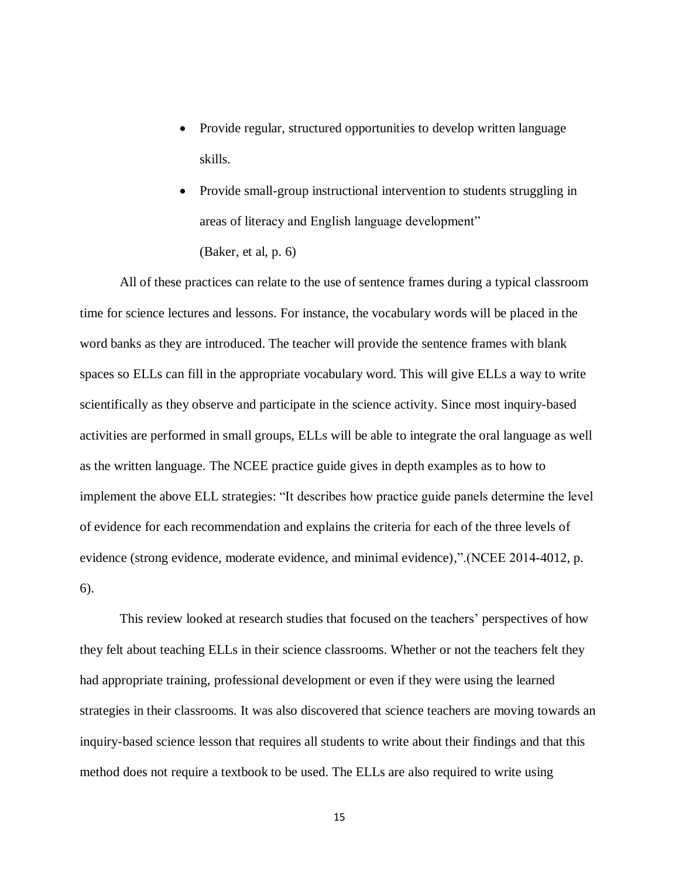- Provide regular, structured opportunities to develop written language skills.
- Provide small-group instructional intervention to students struggling in areas of literacy and English language development"

  (Baker, et al, p. 6)

All of these practices can relate to the use of sentence frames during a typical classroom time for science lectures and lessons. For instance, the vocabulary words will be placed in the word banks as they are introduced. The teacher will provide the sentence frames with blank spaces so ELLs can fill in the appropriate vocabulary word. This will give ELLs a way to write scientifically as they observe and participate in the science activity. Since most inquiry-based activities are performed in small groups, ELLs will be able to integrate the oral language as well as the written language. The NCEE practice guide gives in depth examples as to how to implement the above ELL strategies: "It describes how practice guide panels determine the level of evidence for each recommendation and explains the criteria for each of the three levels of evidence (strong evidence, moderate evidence, and minimal evidence),".(NCEE 2014-4012, p. 6).

This review looked at research studies that focused on the teachers' perspectives of how they felt about teaching ELLs in their science classrooms. Whether or not the teachers felt they had appropriate training, professional development or even if they were using the learned strategies in their classrooms. It was also discovered that science teachers are moving towards an inquiry-based science lesson that requires all students to write about their findings and that this method does not require a textbook to be used. The ELLs are also required to write using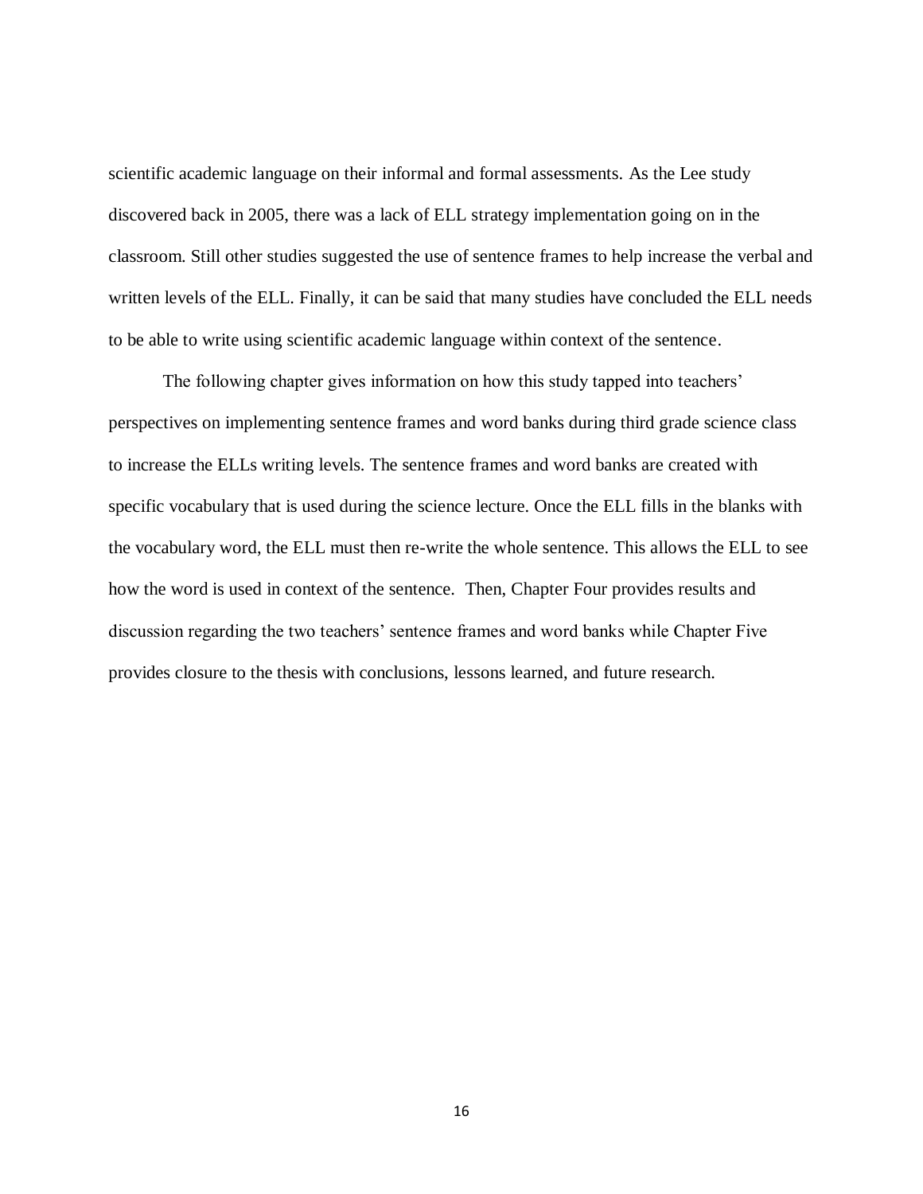scientific academic language on their informal and formal assessments. As the Lee study discovered back in 2005, there was a lack of ELL strategy implementation going on in the classroom. Still other studies suggested the use of sentence frames to help increase the verbal and written levels of the ELL. Finally, it can be said that many studies have concluded the ELL needs to be able to write using scientific academic language within context of the sentence.

The following chapter gives information on how this study tapped into teachers' perspectives on implementing sentence frames and word banks during third grade science class to increase the ELLs writing levels. The sentence frames and word banks are created with specific vocabulary that is used during the science lecture. Once the ELL fills in the blanks with the vocabulary word, the ELL must then re-write the whole sentence. This allows the ELL to see how the word is used in context of the sentence. Then, Chapter Four provides results and discussion regarding the two teachers' sentence frames and word banks while Chapter Five provides closure to the thesis with conclusions, lessons learned, and future research.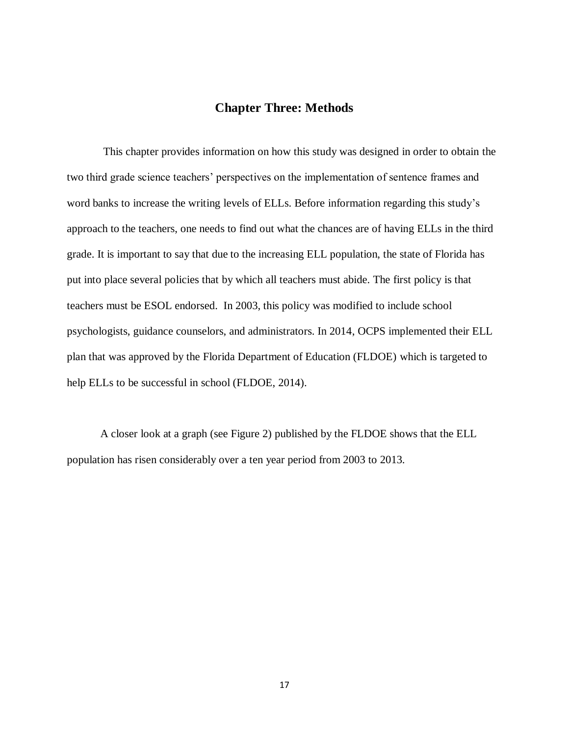# Chapter Three: Methods

This chapter provides information on how this study was designed in order to obtain the two third grade science teachers' perspectives on the implementation of sentence frames and word banks to increase the writing levels of ELLs. Before information regarding this study's approach to the teachers, one needs to find out what the chances are of having ELLs in the third grade. It is important to say that due to the increasing ELL population, the state of Florida has put into place several policies that by which all teachers must abide. The first policy is that teachers must be ESOL endorsed. In 2003, this policy was modified to include school psychologists, guidance counselors, and administrators. In 2014, OCPS implemented their ELL plan that was approved by the Florida Department of Education (FLDOE) which is targeted to help ELLs to be successful in school (FLDOE, 2014).

A closer look at a graph (see Figure 2) published by the FLDOE shows that the ELL population has risen considerably over a ten year period from 2003 to 2013.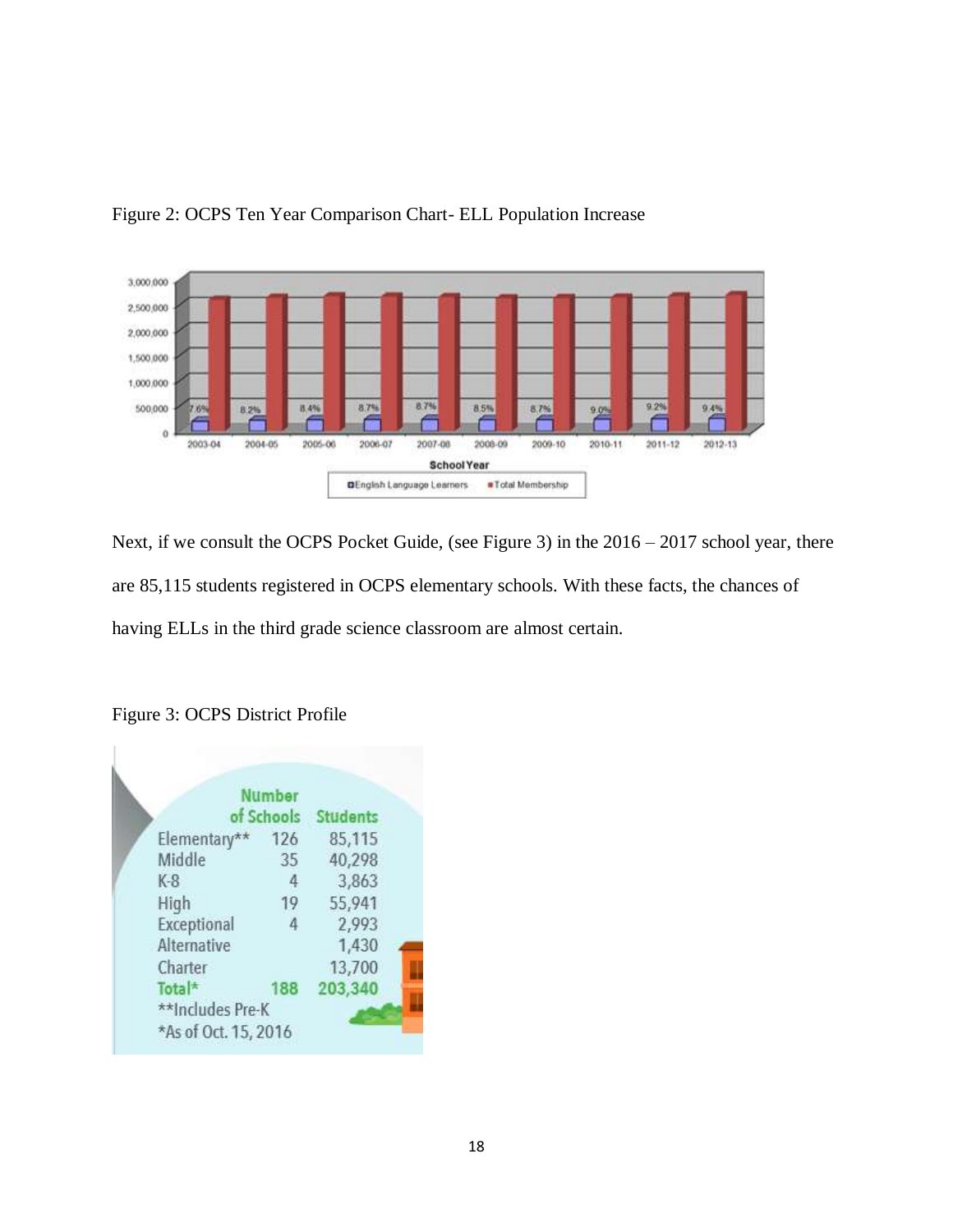Figure 2: OCPS Ten Year Comparison Chart- ELL Population Increase

Next, if we consult the OCPS Pocket Guide, (see Figure 3) in the 2016 – 2017 school year, there are 85,115 students registered in OCPS elementary schools. With these facts, the chances of having ELLs in the third grade science classroom are almost certain.

Figure 3: OCPS District Profile

| | Number of Schools | Students |
|---|---|---|
| Elementary** | 126 | 85,115 |
| Middle | 35 | 40,298 |
| K-8 | 4 | 3,863 |
| High | 19 | 55,941 |
| Exceptional | 4 | 2,993 |
| Alternative | | 1,430 |
| Charter | | 13,700 |
| Total* | 188 | 203,340 |

**Includes Pre-K
*As of Oct. 15, 2016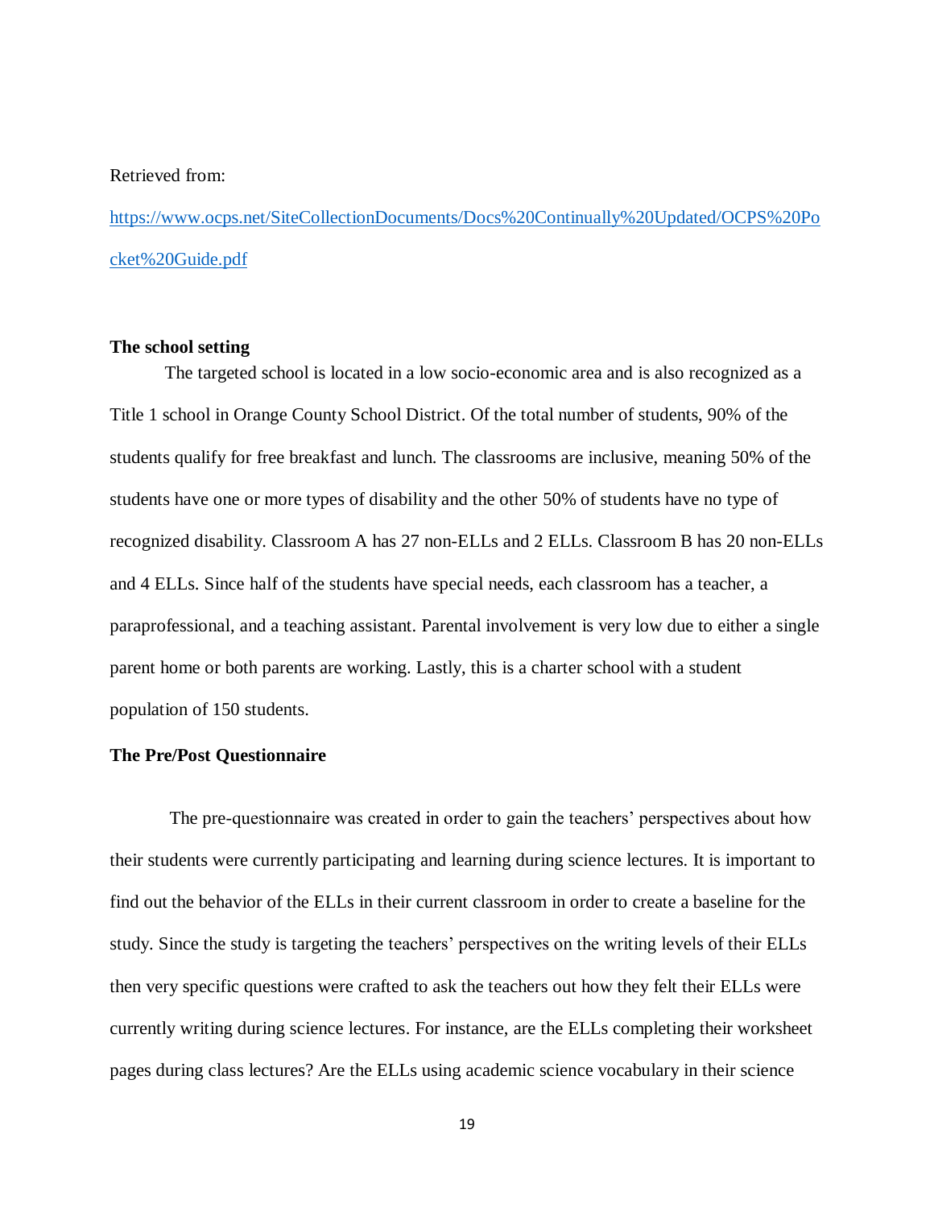Retrieved from:

[https://www.ocps.net/SiteCollectionDocuments/Docs%20Continually%20Updated/OCPS%20Pocket%20Guide.pdf](https://www.ocps.net/SiteCollectionDocuments/Docs%20Continually%20Updated/OCPS%20Pocket%20Guide.pdf)

**The school setting**

The targeted school is located in a low socio-economic area and is also recognized as a Title 1 school in Orange County School District. Of the total number of students, 90% of the students qualify for free breakfast and lunch. The classrooms are inclusive, meaning 50% of the students have one or more types of disability and the other 50% of students have no type of recognized disability. Classroom A has 27 non-ELLs and 2 ELLs. Classroom B has 20 non-ELLs and 4 ELLs. Since half of the students have special needs, each classroom has a teacher, a paraprofessional, and a teaching assistant. Parental involvement is very low due to either a single parent home or both parents are working. Lastly, this is a charter school with a student population of 150 students.

**The Pre/Post Questionnaire**

The pre-questionnaire was created in order to gain the teachers' perspectives about how their students were currently participating and learning during science lectures. It is important to find out the behavior of the ELLs in their current classroom in order to create a baseline for the study. Since the study is targeting the teachers' perspectives on the writing levels of their ELLs then very specific questions were crafted to ask the teachers out how they felt their ELLs were currently writing during science lectures. For instance, are the ELLs completing their worksheet pages during class lectures? Are the ELLs using academic science vocabulary in their science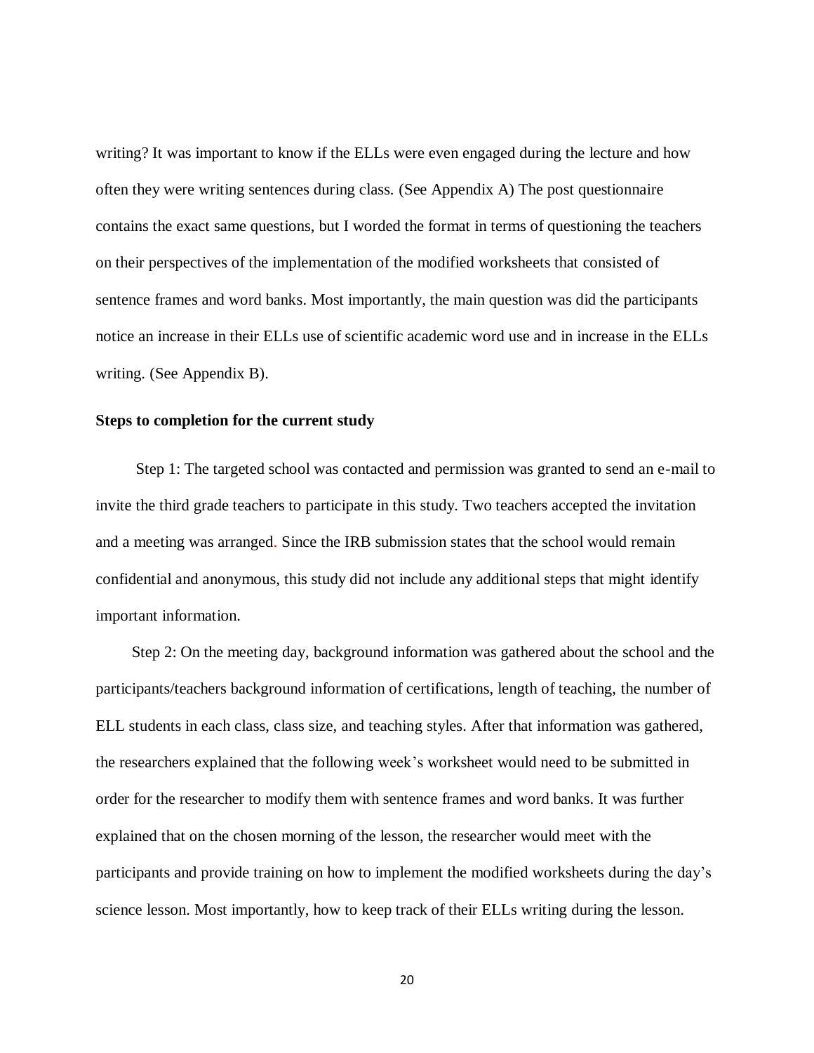writing? It was important to know if the ELLs were even engaged during the lecture and how often they were writing sentences during class. (See Appendix A) The post questionnaire contains the exact same questions, but I worded the format in terms of questioning the teachers on their perspectives of the implementation of the modified worksheets that consisted of sentence frames and word banks. Most importantly, the main question was did the participants notice an increase in their ELLs use of scientific academic word use and in increase in the ELLs writing. (See Appendix B).

**Steps to completion for the current study**

Step 1: The targeted school was contacted and permission was granted to send an e-mail to invite the third grade teachers to participate in this study. Two teachers accepted the invitation and a meeting was arranged. Since the IRB submission states that the school would remain confidential and anonymous, this study did not include any additional steps that might identify important information.

Step 2: On the meeting day, background information was gathered about the school and the participants/teachers background information of certifications, length of teaching, the number of ELL students in each class, class size, and teaching styles. After that information was gathered, the researchers explained that the following week's worksheet would need to be submitted in order for the researcher to modify them with sentence frames and word banks. It was further explained that on the chosen morning of the lesson, the researcher would meet with the participants and provide training on how to implement the modified worksheets during the day's science lesson. Most importantly, how to keep track of their ELLs writing during the lesson.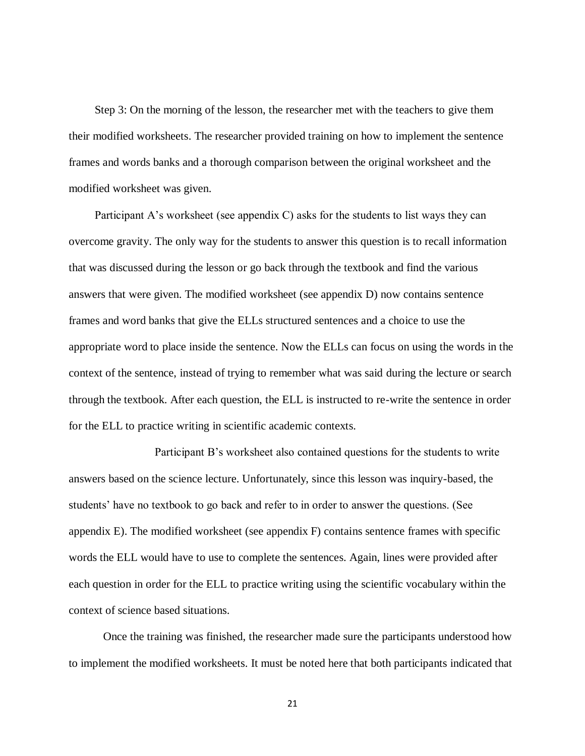Step 3: On the morning of the lesson, the researcher met with the teachers to give them their modified worksheets. The researcher provided training on how to implement the sentence frames and words banks and a thorough comparison between the original worksheet and the modified worksheet was given.

Participant A's worksheet (see appendix C) asks for the students to list ways they can overcome gravity. The only way for the students to answer this question is to recall information that was discussed during the lesson or go back through the textbook and find the various answers that were given. The modified worksheet (see appendix D) now contains sentence frames and word banks that give the ELLs structured sentences and a choice to use the appropriate word to place inside the sentence. Now the ELLs can focus on using the words in the context of the sentence, instead of trying to remember what was said during the lecture or search through the textbook. After each question, the ELL is instructed to re-write the sentence in order for the ELL to practice writing in scientific academic contexts.

Participant B's worksheet also contained questions for the students to write answers based on the science lecture. Unfortunately, since this lesson was inquiry-based, the students' have no textbook to go back and refer to in order to answer the questions. (See appendix E). The modified worksheet (see appendix F) contains sentence frames with specific words the ELL would have to use to complete the sentences. Again, lines were provided after each question in order for the ELL to practice writing using the scientific vocabulary within the context of science based situations.

Once the training was finished, the researcher made sure the participants understood how to implement the modified worksheets. It must be noted here that both participants indicated that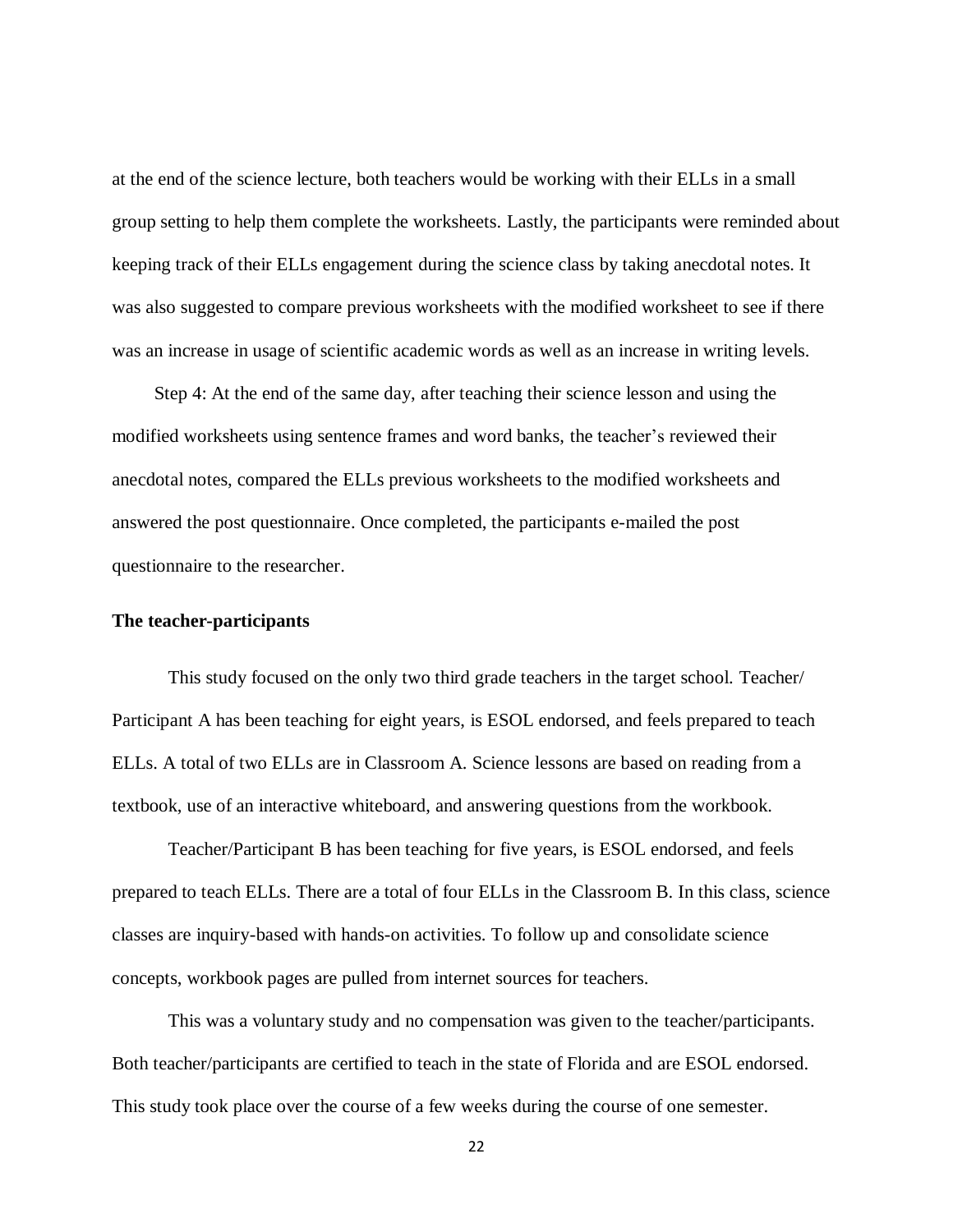at the end of the science lecture, both teachers would be working with their ELLs in a small group setting to help them complete the worksheets. Lastly, the participants were reminded about keeping track of their ELLs engagement during the science class by taking anecdotal notes. It was also suggested to compare previous worksheets with the modified worksheet to see if there was an increase in usage of scientific academic words as well as an increase in writing levels.

Step 4: At the end of the same day, after teaching their science lesson and using the modified worksheets using sentence frames and word banks, the teacher's reviewed their anecdotal notes, compared the ELLs previous worksheets to the modified worksheets and answered the post questionnaire. Once completed, the participants e-mailed the post questionnaire to the researcher.

**The teacher-participants**

This study focused on the only two third grade teachers in the target school. Teacher/ Participant A has been teaching for eight years, is ESOL endorsed, and feels prepared to teach ELLs. A total of two ELLs are in Classroom A. Science lessons are based on reading from a textbook, use of an interactive whiteboard, and answering questions from the workbook.

Teacher/Participant B has been teaching for five years, is ESOL endorsed, and feels prepared to teach ELLs. There are a total of four ELLs in the Classroom B. In this class, science classes are inquiry-based with hands-on activities. To follow up and consolidate science concepts, workbook pages are pulled from internet sources for teachers.

This was a voluntary study and no compensation was given to the teacher/participants. Both teacher/participants are certified to teach in the state of Florida and are ESOL endorsed. This study took place over the course of a few weeks during the course of one semester.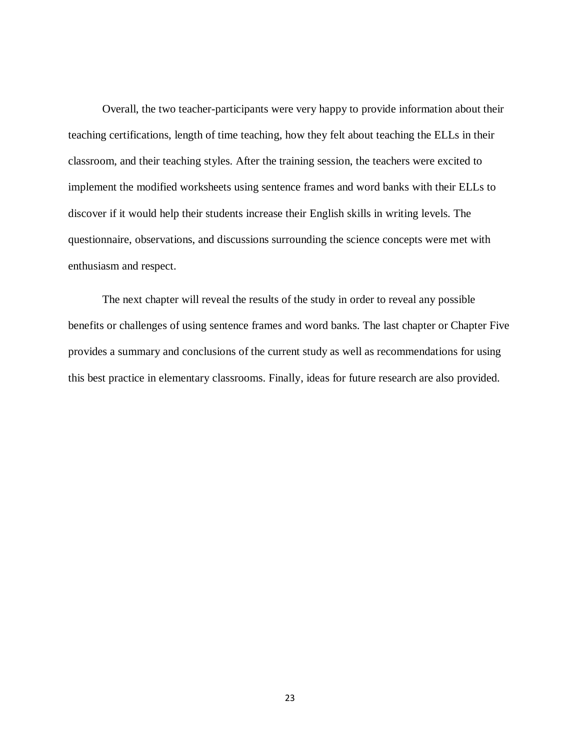Overall, the two teacher-participants were very happy to provide information about their teaching certifications, length of time teaching, how they felt about teaching the ELLs in their classroom, and their teaching styles. After the training session, the teachers were excited to implement the modified worksheets using sentence frames and word banks with their ELLs to discover if it would help their students increase their English skills in writing levels. The questionnaire, observations, and discussions surrounding the science concepts were met with enthusiasm and respect.

The next chapter will reveal the results of the study in order to reveal any possible benefits or challenges of using sentence frames and word banks. The last chapter or Chapter Five provides a summary and conclusions of the current study as well as recommendations for using this best practice in elementary classrooms. Finally, ideas for future research are also provided.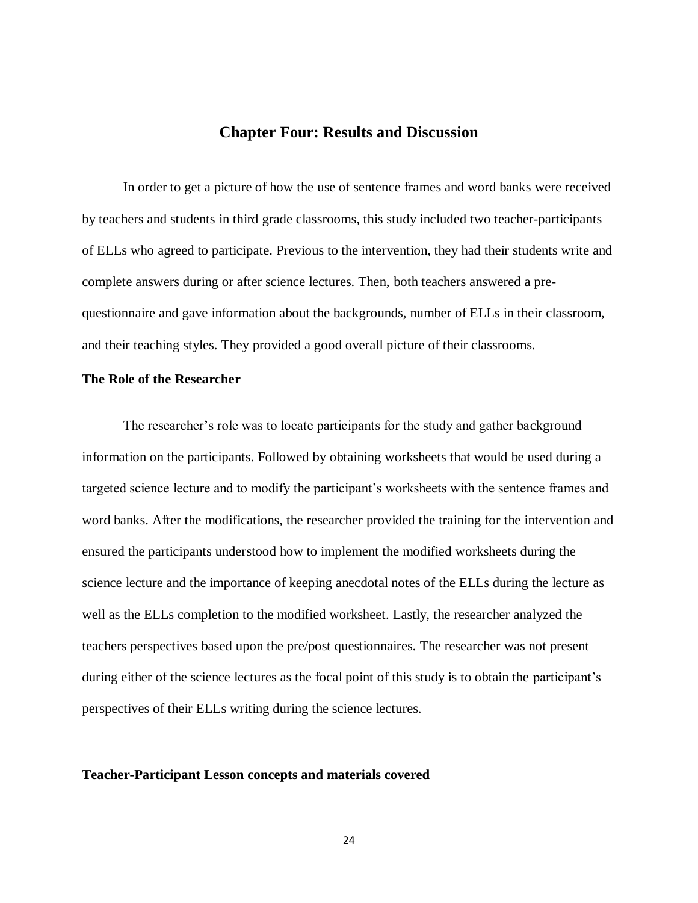# Chapter Four: Results and Discussion

In order to get a picture of how the use of sentence frames and word banks were received by teachers and students in third grade classrooms, this study included two teacher-participants of ELLs who agreed to participate. Previous to the intervention, they had their students write and complete answers during or after science lectures. Then, both teachers answered a pre-questionnaire and gave information about the backgrounds, number of ELLs in their classroom, and their teaching styles. They provided a good overall picture of their classrooms.

## The Role of the Researcher

The researcher's role was to locate participants for the study and gather background information on the participants. Followed by obtaining worksheets that would be used during a targeted science lecture and to modify the participant's worksheets with the sentence frames and word banks. After the modifications, the researcher provided the training for the intervention and ensured the participants understood how to implement the modified worksheets during the science lecture and the importance of keeping anecdotal notes of the ELLs during the lecture as well as the ELLs completion to the modified worksheet. Lastly, the researcher analyzed the teachers perspectives based upon the pre/post questionnaires. The researcher was not present during either of the science lectures as the focal point of this study is to obtain the participant's perspectives of their ELLs writing during the science lectures.

## Teacher-Participant Lesson concepts and materials covered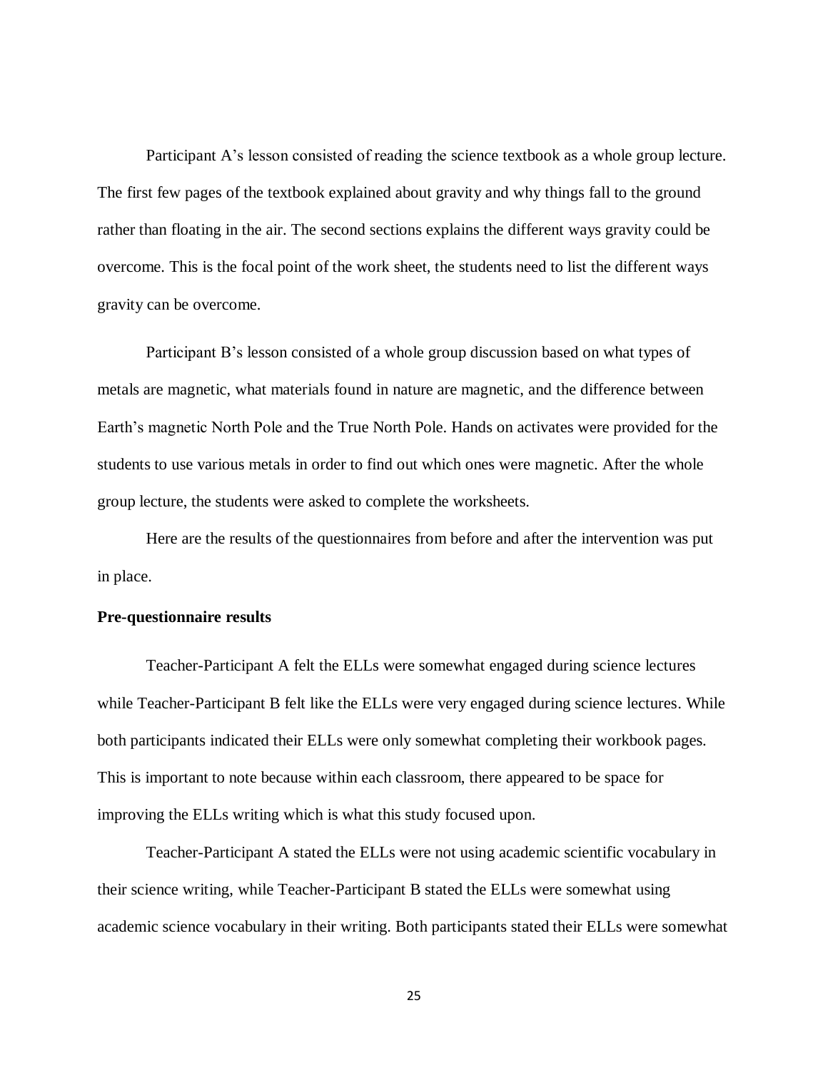Participant A's lesson consisted of reading the science textbook as a whole group lecture. The first few pages of the textbook explained about gravity and why things fall to the ground rather than floating in the air. The second sections explains the different ways gravity could be overcome. This is the focal point of the work sheet, the students need to list the different ways gravity can be overcome.

Participant B's lesson consisted of a whole group discussion based on what types of metals are magnetic, what materials found in nature are magnetic, and the difference between Earth's magnetic North Pole and the True North Pole. Hands on activates were provided for the students to use various metals in order to find out which ones were magnetic. After the whole group lecture, the students were asked to complete the worksheets.

Here are the results of the questionnaires from before and after the intervention was put in place.

**Pre-questionnaire results**

Teacher-Participant A felt the ELLs were somewhat engaged during science lectures while Teacher-Participant B felt like the ELLs were very engaged during science lectures. While both participants indicated their ELLs were only somewhat completing their workbook pages. This is important to note because within each classroom, there appeared to be space for improving the ELLs writing which is what this study focused upon.

Teacher-Participant A stated the ELLs were not using academic scientific vocabulary in their science writing, while Teacher-Participant B stated the ELLs were somewhat using academic science vocabulary in their writing. Both participants stated their ELLs were somewhat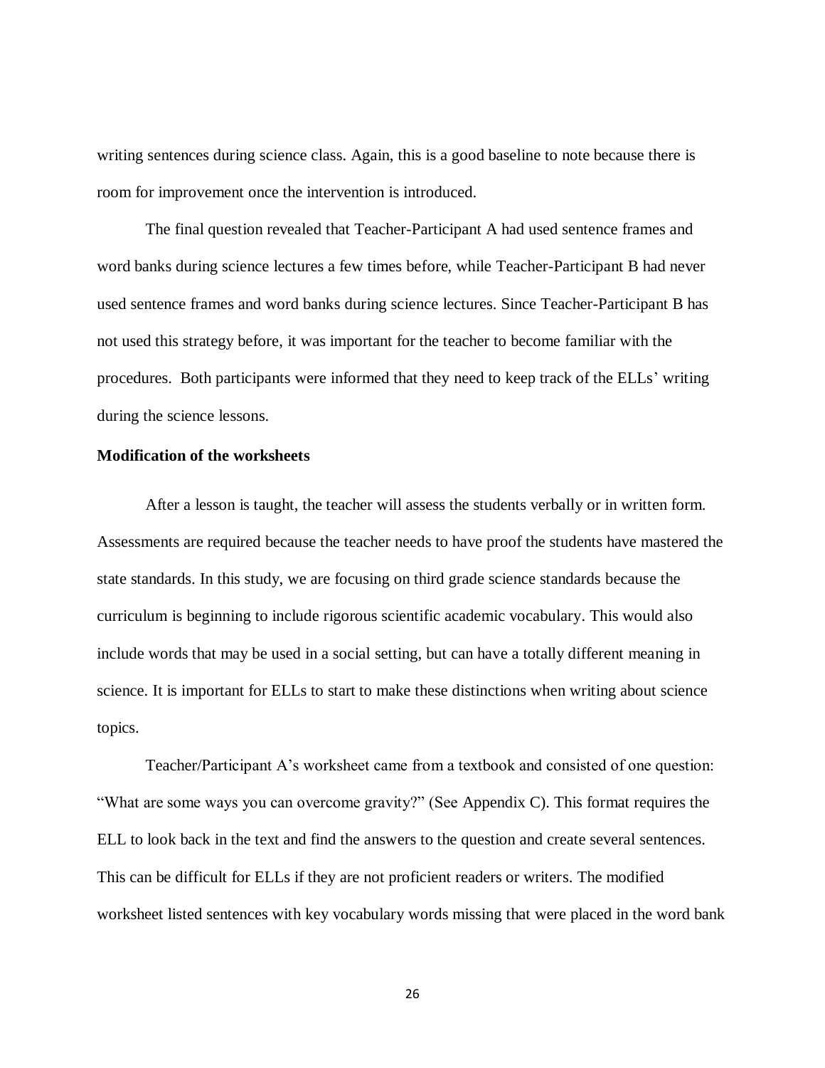writing sentences during science class. Again, this is a good baseline to note because there is room for improvement once the intervention is introduced.

The final question revealed that Teacher-Participant A had used sentence frames and word banks during science lectures a few times before, while Teacher-Participant B had never used sentence frames and word banks during science lectures. Since Teacher-Participant B has not used this strategy before, it was important for the teacher to become familiar with the procedures. Both participants were informed that they need to keep track of the ELLs' writing during the science lessons.

**Modification of the worksheets**

After a lesson is taught, the teacher will assess the students verbally or in written form. Assessments are required because the teacher needs to have proof the students have mastered the state standards. In this study, we are focusing on third grade science standards because the curriculum is beginning to include rigorous scientific academic vocabulary. This would also include words that may be used in a social setting, but can have a totally different meaning in science. It is important for ELLs to start to make these distinctions when writing about science topics.

Teacher/Participant A's worksheet came from a textbook and consisted of one question: "What are some ways you can overcome gravity?" (See Appendix C). This format requires the ELL to look back in the text and find the answers to the question and create several sentences. This can be difficult for ELLs if they are not proficient readers or writers. The modified worksheet listed sentences with key vocabulary words missing that were placed in the word bank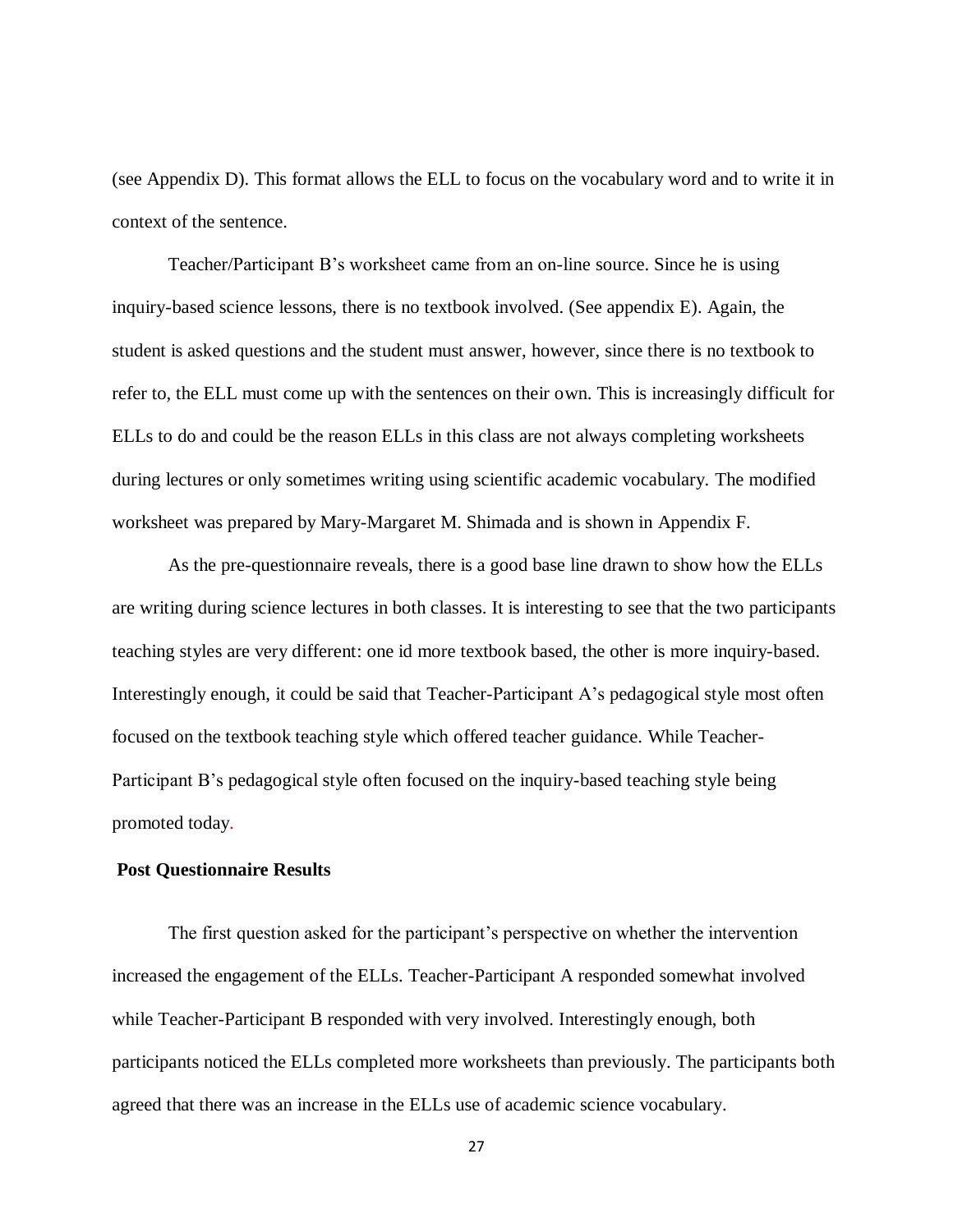(see Appendix D). This format allows the ELL to focus on the vocabulary word and to write it in context of the sentence.

Teacher/Participant B's worksheet came from an on-line source. Since he is using inquiry-based science lessons, there is no textbook involved. (See appendix E). Again, the student is asked questions and the student must answer, however, since there is no textbook to refer to, the ELL must come up with the sentences on their own. This is increasingly difficult for ELLs to do and could be the reason ELLs in this class are not always completing worksheets during lectures or only sometimes writing using scientific academic vocabulary. The modified worksheet was prepared by Mary-Margaret M. Shimada and is shown in Appendix F.

As the pre-questionnaire reveals, there is a good base line drawn to show how the ELLs are writing during science lectures in both classes. It is interesting to see that the two participants teaching styles are very different: one id more textbook based, the other is more inquiry-based. Interestingly enough, it could be said that Teacher-Participant A's pedagogical style most often focused on the textbook teaching style which offered teacher guidance. While Teacher-Participant B's pedagogical style often focused on the inquiry-based teaching style being promoted today.

**Post Questionnaire Results**

The first question asked for the participant's perspective on whether the intervention increased the engagement of the ELLs. Teacher-Participant A responded somewhat involved while Teacher-Participant B responded with very involved. Interestingly enough, both participants noticed the ELLs completed more worksheets than previously. The participants both agreed that there was an increase in the ELLs use of academic science vocabulary.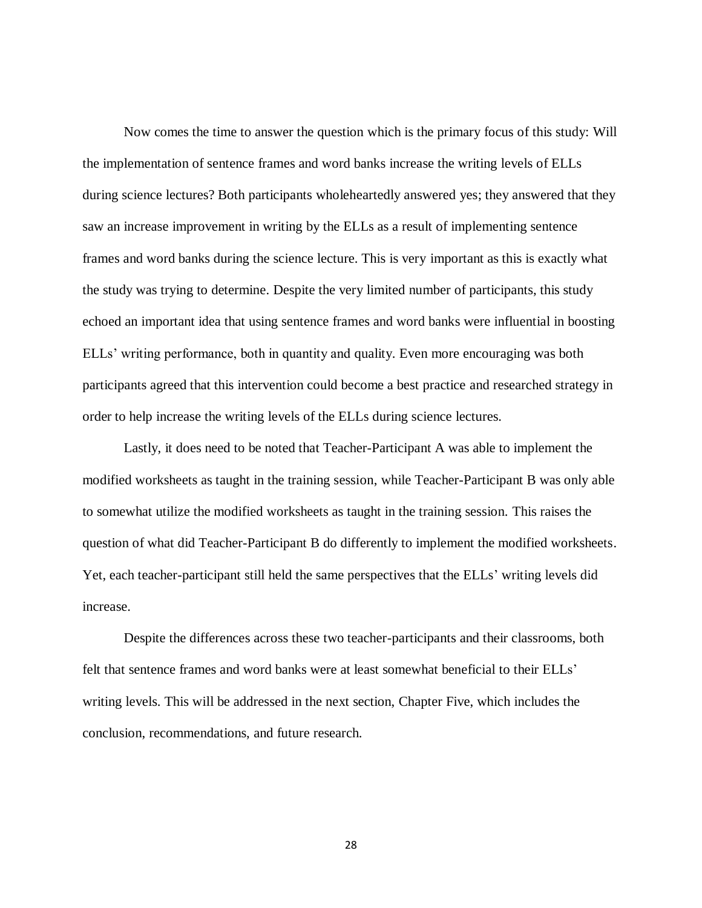Now comes the time to answer the question which is the primary focus of this study: Will the implementation of sentence frames and word banks increase the writing levels of ELLs during science lectures? Both participants wholeheartedly answered yes; they answered that they saw an increase improvement in writing by the ELLs as a result of implementing sentence frames and word banks during the science lecture. This is very important as this is exactly what the study was trying to determine. Despite the very limited number of participants, this study echoed an important idea that using sentence frames and word banks were influential in boosting ELLs' writing performance, both in quantity and quality. Even more encouraging was both participants agreed that this intervention could become a best practice and researched strategy in order to help increase the writing levels of the ELLs during science lectures.

Lastly, it does need to be noted that Teacher-Participant A was able to implement the modified worksheets as taught in the training session, while Teacher-Participant B was only able to somewhat utilize the modified worksheets as taught in the training session. This raises the question of what did Teacher-Participant B do differently to implement the modified worksheets. Yet, each teacher-participant still held the same perspectives that the ELLs' writing levels did increase.

Despite the differences across these two teacher-participants and their classrooms, both felt that sentence frames and word banks were at least somewhat beneficial to their ELLs' writing levels. This will be addressed in the next section, Chapter Five, which includes the conclusion, recommendations, and future research.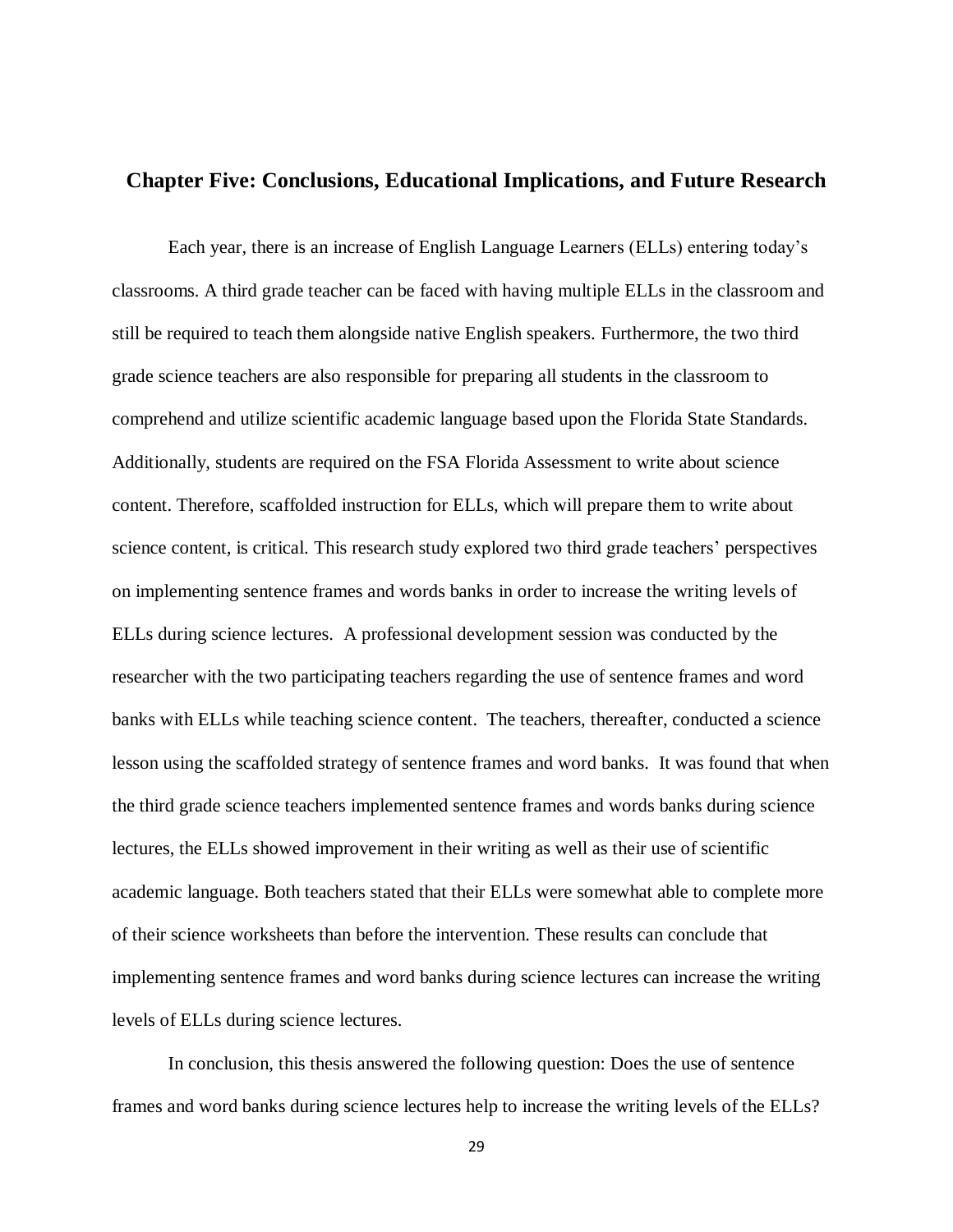## Chapter Five: Conclusions, Educational Implications, and Future Research

Each year, there is an increase of English Language Learners (ELLs) entering today's classrooms. A third grade teacher can be faced with having multiple ELLs in the classroom and still be required to teach them alongside native English speakers. Furthermore, the two third grade science teachers are also responsible for preparing all students in the classroom to comprehend and utilize scientific academic language based upon the Florida State Standards. Additionally, students are required on the FSA Florida Assessment to write about science content. Therefore, scaffolded instruction for ELLs, which will prepare them to write about science content, is critical. This research study explored two third grade teachers' perspectives on implementing sentence frames and words banks in order to increase the writing levels of ELLs during science lectures. A professional development session was conducted by the researcher with the two participating teachers regarding the use of sentence frames and word banks with ELLs while teaching science content. The teachers, thereafter, conducted a science lesson using the scaffolded strategy of sentence frames and word banks. It was found that when the third grade science teachers implemented sentence frames and words banks during science lectures, the ELLs showed improvement in their writing as well as their use of scientific academic language. Both teachers stated that their ELLs were somewhat able to complete more of their science worksheets than before the intervention. These results can conclude that implementing sentence frames and word banks during science lectures can increase the writing levels of ELLs during science lectures.

In conclusion, this thesis answered the following question: Does the use of sentence frames and word banks during science lectures help to increase the writing levels of the ELLs?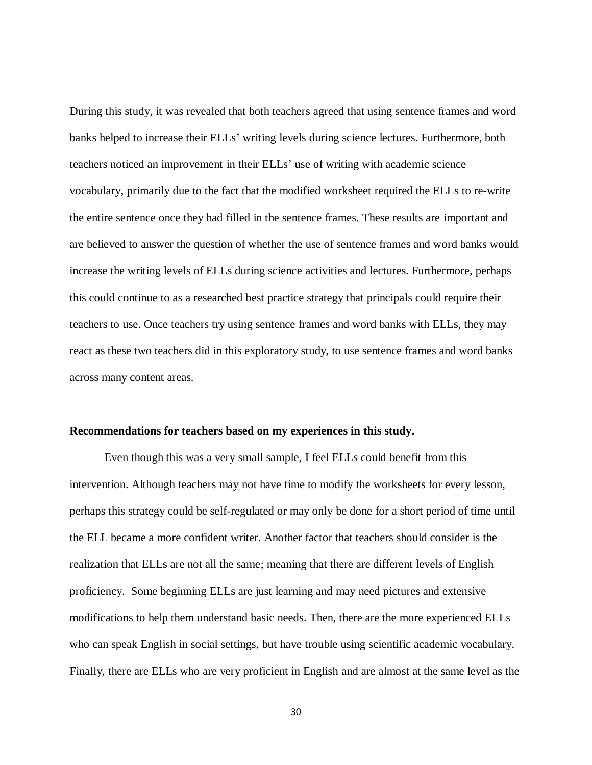During this study, it was revealed that both teachers agreed that using sentence frames and word banks helped to increase their ELLs' writing levels during science lectures. Furthermore, both teachers noticed an improvement in their ELLs' use of writing with academic science vocabulary, primarily due to the fact that the modified worksheet required the ELLs to re-write the entire sentence once they had filled in the sentence frames. These results are important and are believed to answer the question of whether the use of sentence frames and word banks would increase the writing levels of ELLs during science activities and lectures. Furthermore, perhaps this could continue to as a researched best practice strategy that principals could require their teachers to use. Once teachers try using sentence frames and word banks with ELLs, they may react as these two teachers did in this exploratory study, to use sentence frames and word banks across many content areas.

**Recommendations for teachers based on my experiences in this study.**

Even though this was a very small sample, I feel ELLs could benefit from this intervention. Although teachers may not have time to modify the worksheets for every lesson, perhaps this strategy could be self-regulated or may only be done for a short period of time until the ELL became a more confident writer. Another factor that teachers should consider is the realization that ELLs are not all the same; meaning that there are different levels of English proficiency. Some beginning ELLs are just learning and may need pictures and extensive modifications to help them understand basic needs. Then, there are the more experienced ELLs who can speak English in social settings, but have trouble using scientific academic vocabulary. Finally, there are ELLs who are very proficient in English and are almost at the same level as the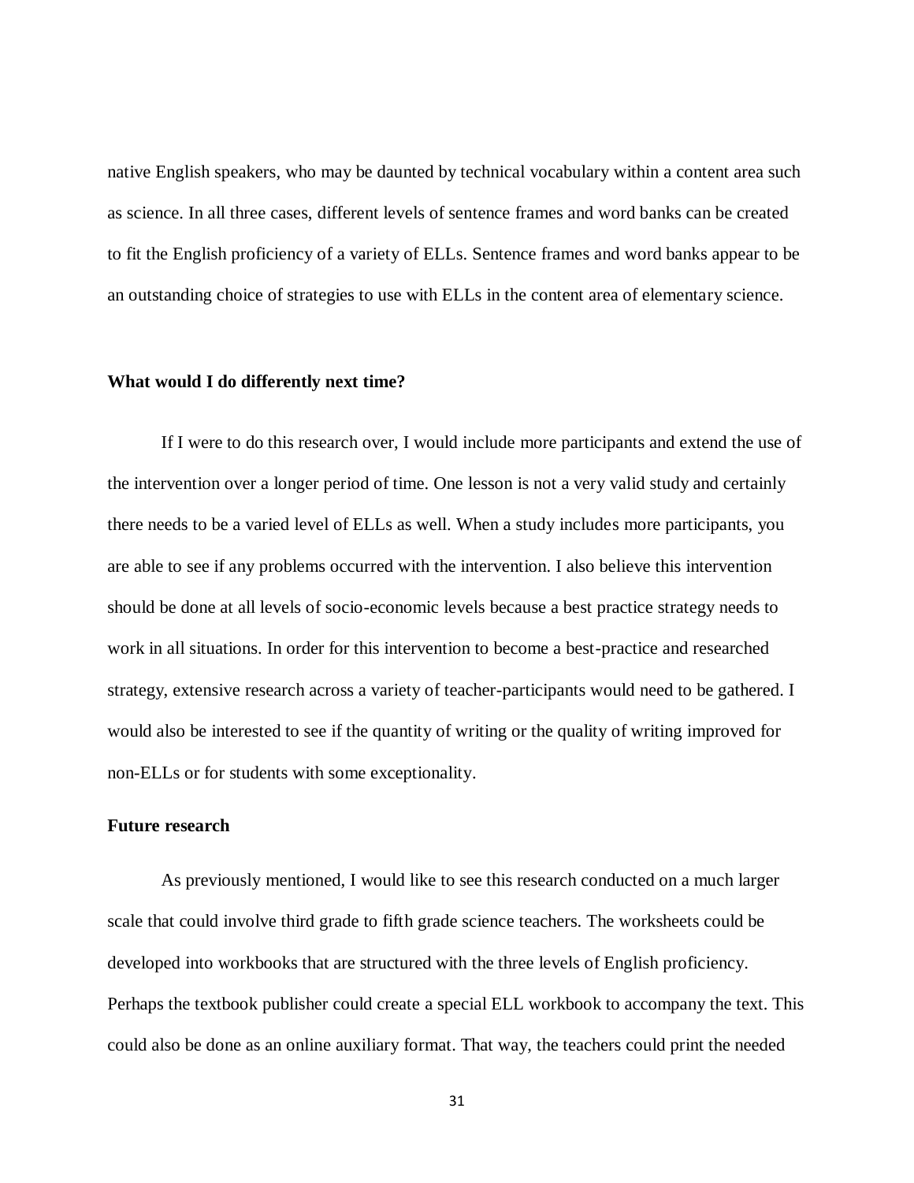native English speakers, who may be daunted by technical vocabulary within a content area such as science. In all three cases, different levels of sentence frames and word banks can be created to fit the English proficiency of a variety of ELLs. Sentence frames and word banks appear to be an outstanding choice of strategies to use with ELLs in the content area of elementary science.

**What would I do differently next time?**

If I were to do this research over, I would include more participants and extend the use of the intervention over a longer period of time. One lesson is not a very valid study and certainly there needs to be a varied level of ELLs as well. When a study includes more participants, you are able to see if any problems occurred with the intervention. I also believe this intervention should be done at all levels of socio-economic levels because a best practice strategy needs to work in all situations. In order for this intervention to become a best-practice and researched strategy, extensive research across a variety of teacher-participants would need to be gathered. I would also be interested to see if the quantity of writing or the quality of writing improved for non-ELLs or for students with some exceptionality.

**Future research**

As previously mentioned, I would like to see this research conducted on a much larger scale that could involve third grade to fifth grade science teachers. The worksheets could be developed into workbooks that are structured with the three levels of English proficiency. Perhaps the textbook publisher could create a special ELL workbook to accompany the text. This could also be done as an online auxiliary format. That way, the teachers could print the needed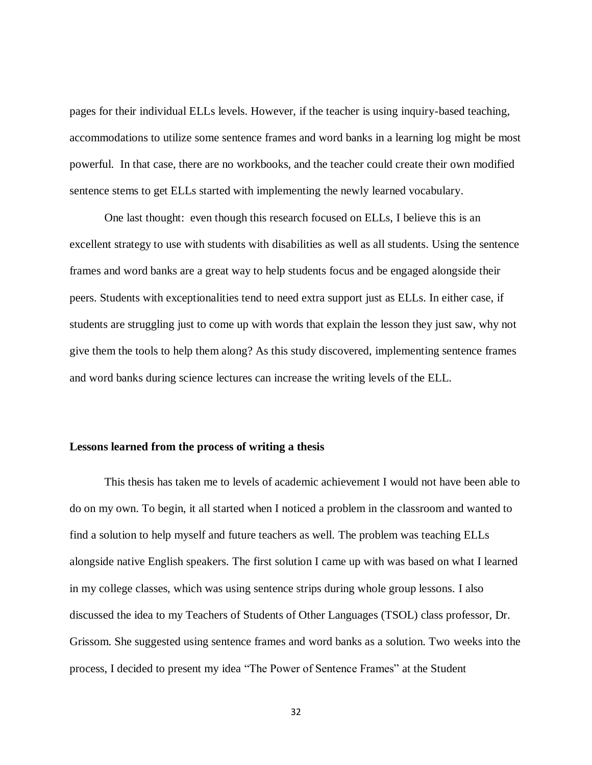pages for their individual ELLs levels. However, if the teacher is using inquiry-based teaching, accommodations to utilize some sentence frames and word banks in a learning log might be most powerful. In that case, there are no workbooks, and the teacher could create their own modified sentence stems to get ELLs started with implementing the newly learned vocabulary.

One last thought: even though this research focused on ELLs, I believe this is an excellent strategy to use with students with disabilities as well as all students. Using the sentence frames and word banks are a great way to help students focus and be engaged alongside their peers. Students with exceptionalities tend to need extra support just as ELLs. In either case, if students are struggling just to come up with words that explain the lesson they just saw, why not give them the tools to help them along? As this study discovered, implementing sentence frames and word banks during science lectures can increase the writing levels of the ELL.

**Lessons learned from the process of writing a thesis**

This thesis has taken me to levels of academic achievement I would not have been able to do on my own. To begin, it all started when I noticed a problem in the classroom and wanted to find a solution to help myself and future teachers as well. The problem was teaching ELLs alongside native English speakers. The first solution I came up with was based on what I learned in my college classes, which was using sentence strips during whole group lessons. I also discussed the idea to my Teachers of Students of Other Languages (TSOL) class professor, Dr. Grissom. She suggested using sentence frames and word banks as a solution. Two weeks into the process, I decided to present my idea "The Power of Sentence Frames" at the Student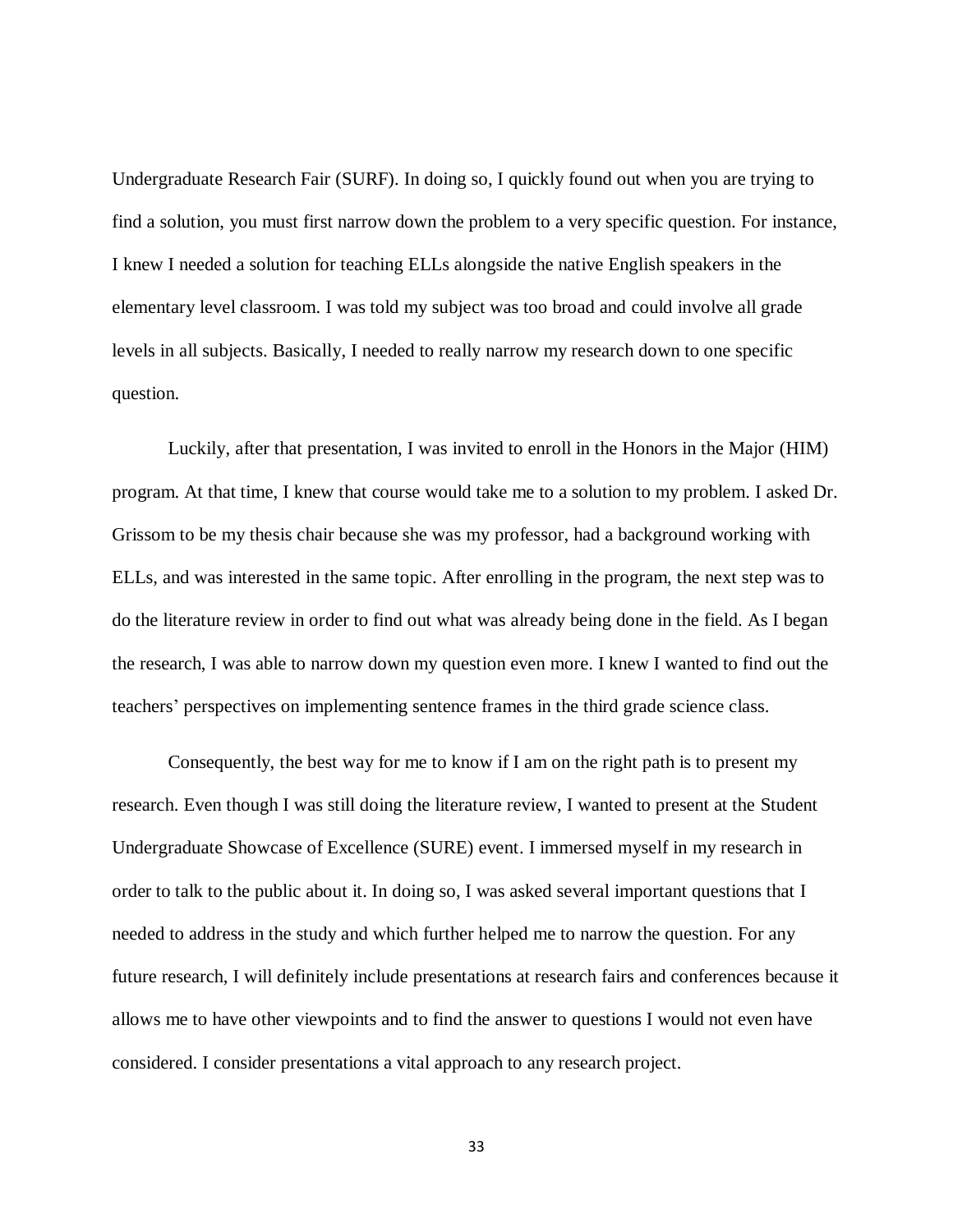Undergraduate Research Fair (SURF). In doing so, I quickly found out when you are trying to find a solution, you must first narrow down the problem to a very specific question. For instance, I knew I needed a solution for teaching ELLs alongside the native English speakers in the elementary level classroom. I was told my subject was too broad and could involve all grade levels in all subjects. Basically, I needed to really narrow my research down to one specific question.

Luckily, after that presentation, I was invited to enroll in the Honors in the Major (HIM) program. At that time, I knew that course would take me to a solution to my problem. I asked Dr. Grissom to be my thesis chair because she was my professor, had a background working with ELLs, and was interested in the same topic. After enrolling in the program, the next step was to do the literature review in order to find out what was already being done in the field. As I began the research, I was able to narrow down my question even more. I knew I wanted to find out the teachers' perspectives on implementing sentence frames in the third grade science class.

Consequently, the best way for me to know if I am on the right path is to present my research. Even though I was still doing the literature review, I wanted to present at the Student Undergraduate Showcase of Excellence (SURE) event. I immersed myself in my research in order to talk to the public about it. In doing so, I was asked several important questions that I needed to address in the study and which further helped me to narrow the question. For any future research, I will definitely include presentations at research fairs and conferences because it allows me to have other viewpoints and to find the answer to questions I would not even have considered. I consider presentations a vital approach to any research project.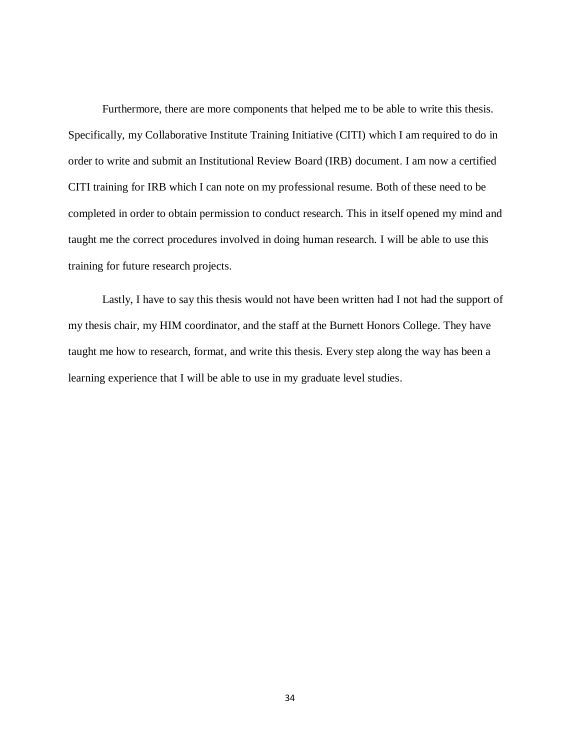Furthermore, there are more components that helped me to be able to write this thesis. Specifically, my Collaborative Institute Training Initiative (CITI) which I am required to do in order to write and submit an Institutional Review Board (IRB) document. I am now a certified CITI training for IRB which I can note on my professional resume. Both of these need to be completed in order to obtain permission to conduct research. This in itself opened my mind and taught me the correct procedures involved in doing human research. I will be able to use this training for future research projects.

Lastly, I have to say this thesis would not have been written had I not had the support of my thesis chair, my HIM coordinator, and the staff at the Burnett Honors College. They have taught me how to research, format, and write this thesis. Every step along the way has been a learning experience that I will be able to use in my graduate level studies.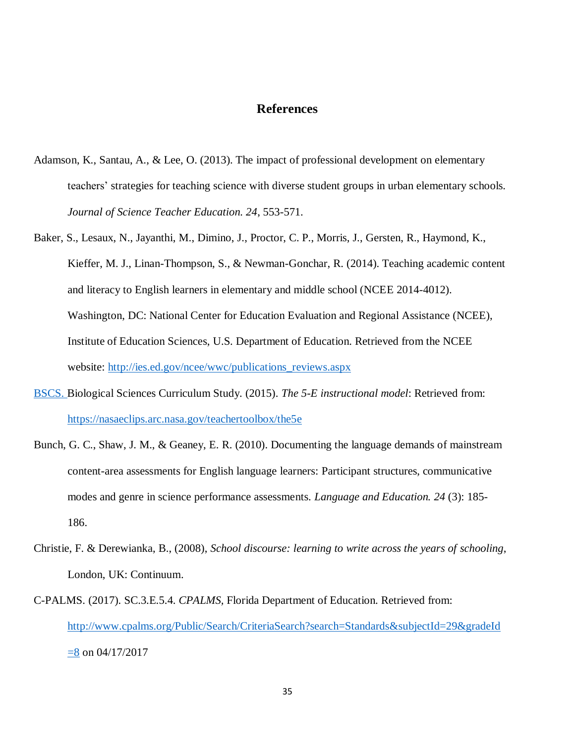# References

Adamson, K., Santau, A., & Lee, O. (2013). The impact of professional development on elementary teachers' strategies for teaching science with diverse student groups in urban elementary schools. *Journal of Science Teacher Education. 24,* 553-571.

Baker, S., Lesaux, N., Jayanthi, M., Dimino, J., Proctor, C. P., Morris, J., Gersten, R., Haymond, K., Kieffer, M. J., Linan-Thompson, S., & Newman-Gonchar, R. (2014). Teaching academic content and literacy to English learners in elementary and middle school (NCEE 2014-4012). Washington, DC: National Center for Education Evaluation and Regional Assistance (NCEE), Institute of Education Sciences, U.S. Department of Education. Retrieved from the NCEE website: http://ies.ed.gov/ncee/wwc/publications_reviews.aspx

BSCS. Biological Sciences Curriculum Study. (2015). *The 5-E instructional model*: Retrieved from: https://nasaeclips.arc.nasa.gov/teachertoolbox/the5e

Bunch, G. C., Shaw, J. M., & Geaney, E. R. (2010). Documenting the language demands of mainstream content-area assessments for English language learners: Participant structures, communicative modes and genre in science performance assessments. *Language and Education. 24* (3): 185-186.

Christie, F. & Derewianka, B., (2008), *School discourse: learning to write across the years of schooling*, London, UK: Continuum.

C-PALMS. (2017). SC.3.E.5.4. *CPALMS,* Florida Department of Education. Retrieved from: http://www.cpalms.org/Public/Search/CriteriaSearch?search=Standards&subjectId=29&gradeId=8 on 04/17/2017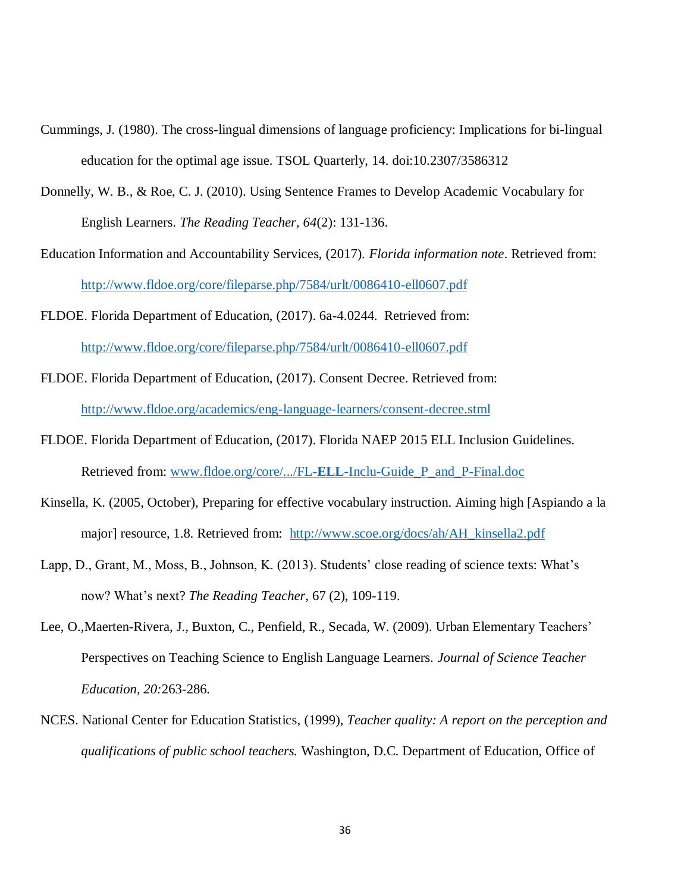Cummings, J. (1980). The cross-lingual dimensions of language proficiency: Implications for bi-lingual education for the optimal age issue. TSOL Quarterly, 14. doi:10.2307/3586312

Donnelly, W. B., & Roe, C. J. (2010). Using Sentence Frames to Develop Academic Vocabulary for English Learners. *The Reading Teacher, 64*(2): 131-136.

Education Information and Accountability Services, (2017). *Florida information note*. Retrieved from: http://www.fldoe.org/core/fileparse.php/7584/urlt/0086410-ell0607.pdf

FLDOE. Florida Department of Education, (2017). 6a-4.0244. Retrieved from: http://www.fldoe.org/core/fileparse.php/7584/urlt/0086410-ell0607.pdf

FLDOE. Florida Department of Education, (2017). Consent Decree. Retrieved from: http://www.fldoe.org/academics/eng-language-learners/consent-decree.stml

FLDOE. Florida Department of Education, (2017). Florida NAEP 2015 ELL Inclusion Guidelines. Retrieved from: www.fldoe.org/core/.../FL-**ELL**-Inclu-Guide_P_and_P-Final.doc

Kinsella, K. (2005, October), Preparing for effective vocabulary instruction. Aiming high [Aspiando a la major] resource, 1.8. Retrieved from: http://www.scoe.org/docs/ah/AH_kinsella2.pdf

Lapp, D., Grant, M., Moss, B., Johnson, K. (2013). Students' close reading of science texts: What's now? What's next? *The Reading Teacher*, 67 (2), 109-119.

Lee, O.,Maerten-Rivera, J., Buxton, C., Penfield, R., Secada, W. (2009). Urban Elementary Teachers' Perspectives on Teaching Science to English Language Learners. *Journal of Science Teacher Education, 20:*263-286.

NCES. National Center for Education Statistics, (1999), *Teacher quality: A report on the perception and qualifications of public school teachers.* Washington, D.C. Department of Education, Office of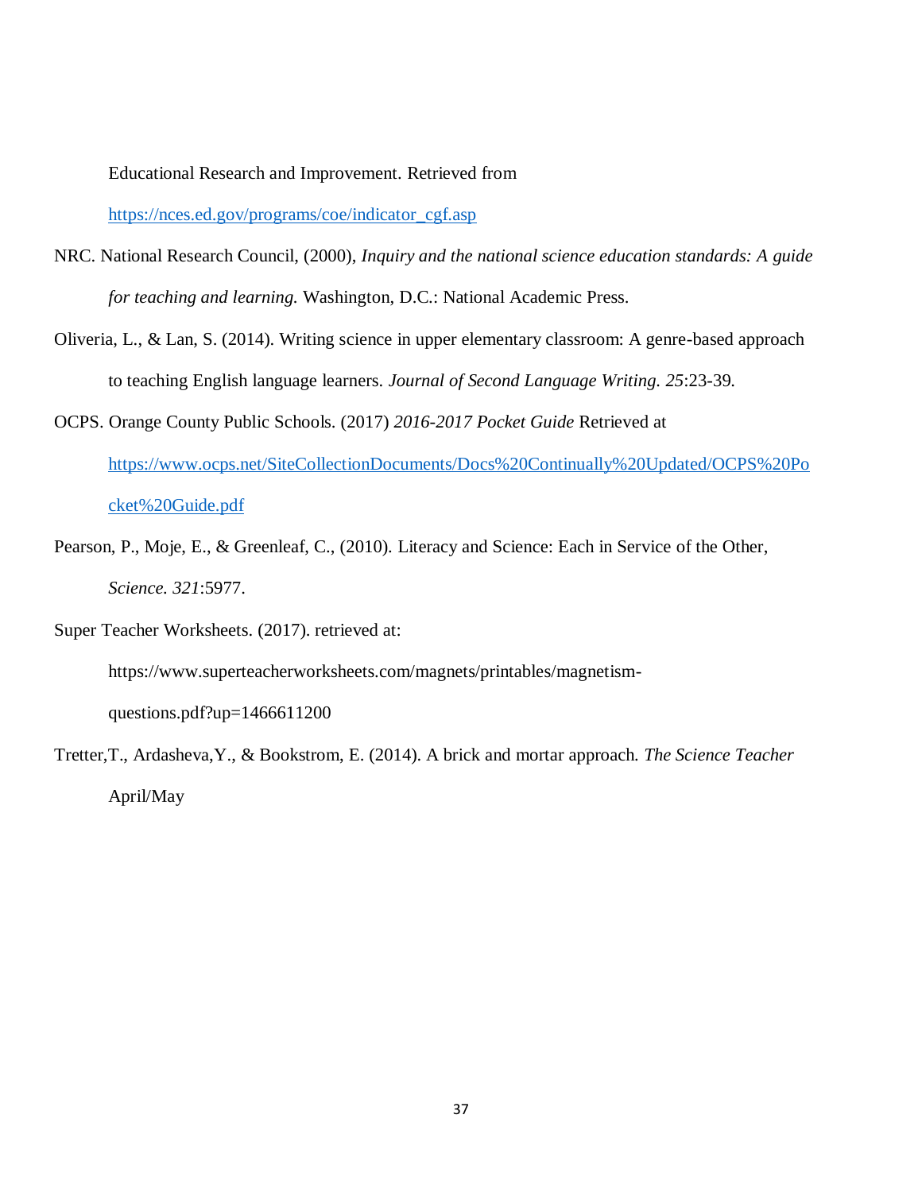Educational Research and Improvement. Retrieved from https://nces.ed.gov/programs/coe/indicator_cgf.asp

NRC. National Research Council, (2000), *Inquiry and the national science education standards: A guide for teaching and learning.* Washington, D.C.: National Academic Press.

Oliveria, L., & Lan, S. (2014). Writing science in upper elementary classroom: A genre-based approach to teaching English language learners. *Journal of Second Language Writing. 25*:23-39.

OCPS. Orange County Public Schools. (2017) *2016-2017 Pocket Guide* Retrieved at https://www.ocps.net/SiteCollectionDocuments/Docs%20Continually%20Updated/OCPS%20Pocket%20Guide.pdf

Pearson, P., Moje, E., & Greenleaf, C., (2010). Literacy and Science: Each in Service of the Other, *Science. 321*:5977.

Super Teacher Worksheets. (2017). retrieved at: https://www.superteacherworksheets.com/magnets/printables/magnetism-questions.pdf?up=1466611200

Tretter,T., Ardasheva,Y., & Bookstrom, E. (2014). A brick and mortar approach. *The Science Teacher* April/May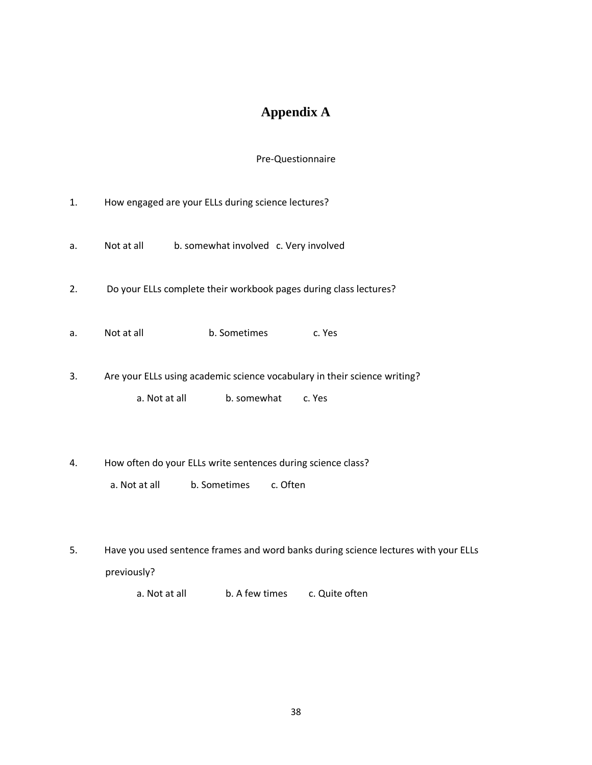# Appendix A

Pre-Questionnaire

1. How engaged are your ELLs during science lectures?

a. Not at all b. somewhat involved c. Very involved

2. Do your ELLs complete their workbook pages during class lectures?

a. Not at all b. Sometimes c. Yes

3. Are your ELLs using academic science vocabulary in their science writing?

a. Not at all b. somewhat c. Yes

4. How often do your ELLs write sentences during science class?

a. Not at all b. Sometimes c. Often

5. Have you used sentence frames and word banks during science lectures with your ELLs previously?

a. Not at all b. A few times c. Quite often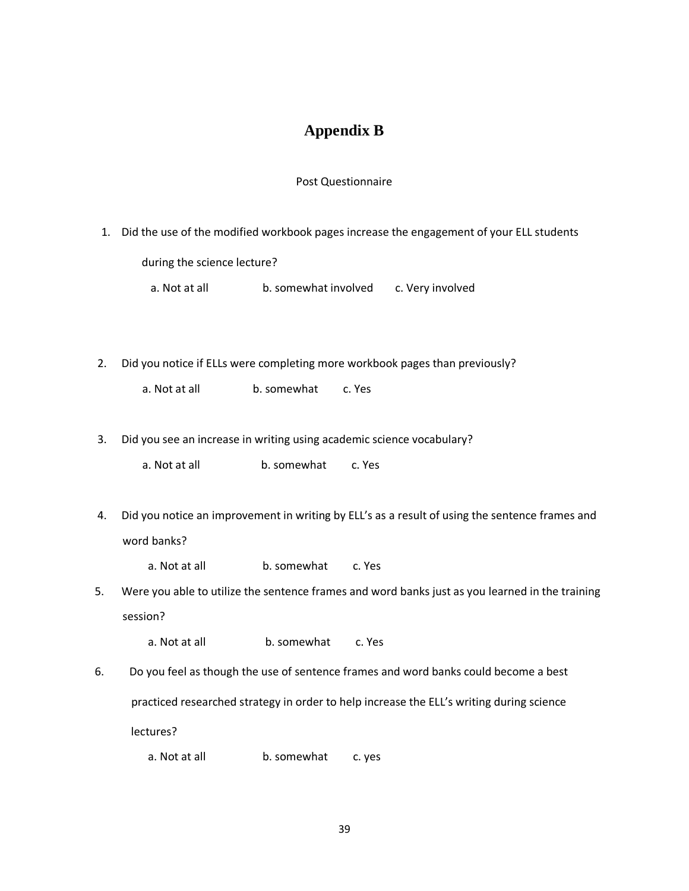# Appendix B

Post Questionnaire

1. Did the use of the modified workbook pages increase the engagement of your ELL students during the science lecture?

   a. Not at all  b. somewhat involved  c. Very involved

2. Did you notice if ELLs were completing more workbook pages than previously?

   a. Not at all  b. somewhat  c. Yes

3. Did you see an increase in writing using academic science vocabulary?

   a. Not at all  b. somewhat  c. Yes

4. Did you notice an improvement in writing by ELL's as a result of using the sentence frames and word banks?

   a. Not at all  b. somewhat  c. Yes

5. Were you able to utilize the sentence frames and word banks just as you learned in the training session?

   a. Not at all  b. somewhat  c. Yes

6. Do you feel as though the use of sentence frames and word banks could become a best practiced researched strategy in order to help increase the ELL's writing during science lectures?

   a. Not at all  b. somewhat  c. yes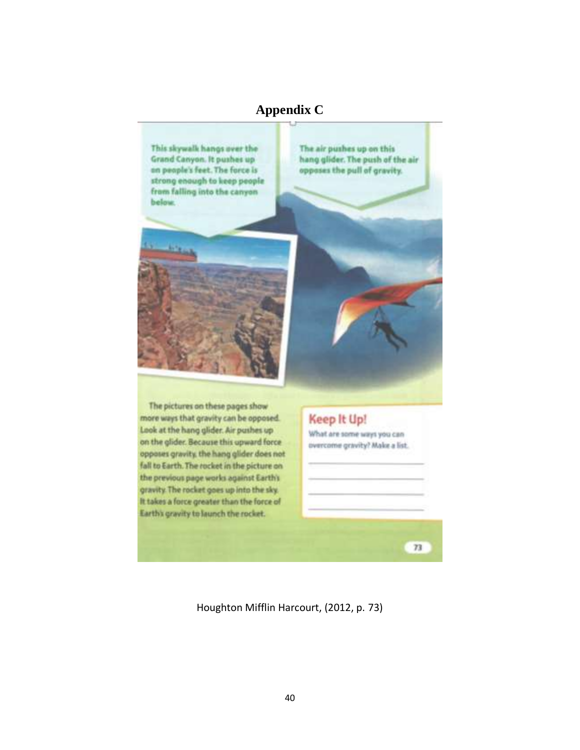# Appendix C

This skywalk hangs over the Grand Canyon. It pushes up on people's feet. The force is strong enough to keep people from falling into the canyon below.

The air pushes up on this hang glider. The push of the air opposes the pull of gravity.

The pictures on these pages show more ways that gravity can be opposed. Look at the hang glider. Air pushes up on the glider. Because this upward force opposes gravity, the hang glider does not fall to Earth. The rocket in the picture on the previous page works against Earth's gravity. The rocket goes up into the sky. It takes a force greater than the force of Earth's gravity to launch the rocket.

## Keep It Up!

What are some ways you can overcome gravity? Make a list.

\_\_\_\_\_\_\_\_\_\_\_\_\_\_\_\_\_\_\_\_\_\_\_\_\_\_\_\_\_\_

\_\_\_\_\_\_\_\_\_\_\_\_\_\_\_\_\_\_\_\_\_\_\_\_\_\_\_\_\_\_

\_\_\_\_\_\_\_\_\_\_\_\_\_\_\_\_\_\_\_\_\_\_\_\_\_\_\_\_\_\_

\_\_\_\_\_\_\_\_\_\_\_\_\_\_\_\_\_\_\_\_\_\_\_\_\_\_\_\_\_\_

73

Houghton Mifflin Harcourt, (2012, p. 73)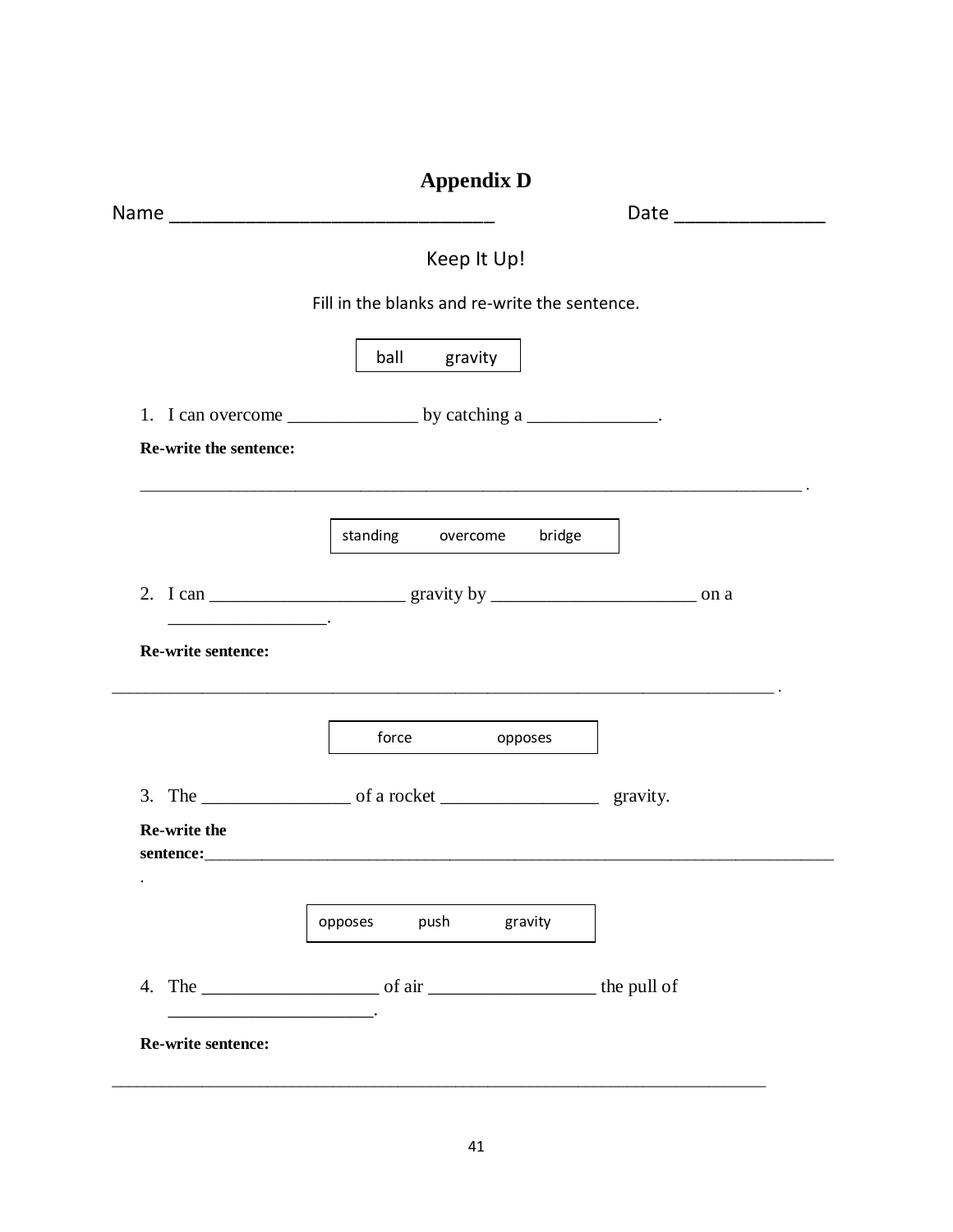# Appendix D

Name ______________________________ Date ______________

Keep It Up!

Fill in the blanks and re-write the sentence.

ball gravity

1. I can overcome ______________ by catching a ______________.

**Re-write the sentence:**

________________________________________________________________________ .

standing overcome bridge

2. I can _____________________ gravity by ______________________ on a _________________.

**Re-write sentence:**

________________________________________________________________________ .

force opposes

3. The ________________ of a rocket _________________ gravity.

**Re-write the sentence:**________________________________________________________________________ .

opposes push gravity

4. The ___________________ of air __________________ the pull of ______________________.

**Re-write sentence:**

________________________________________________________________________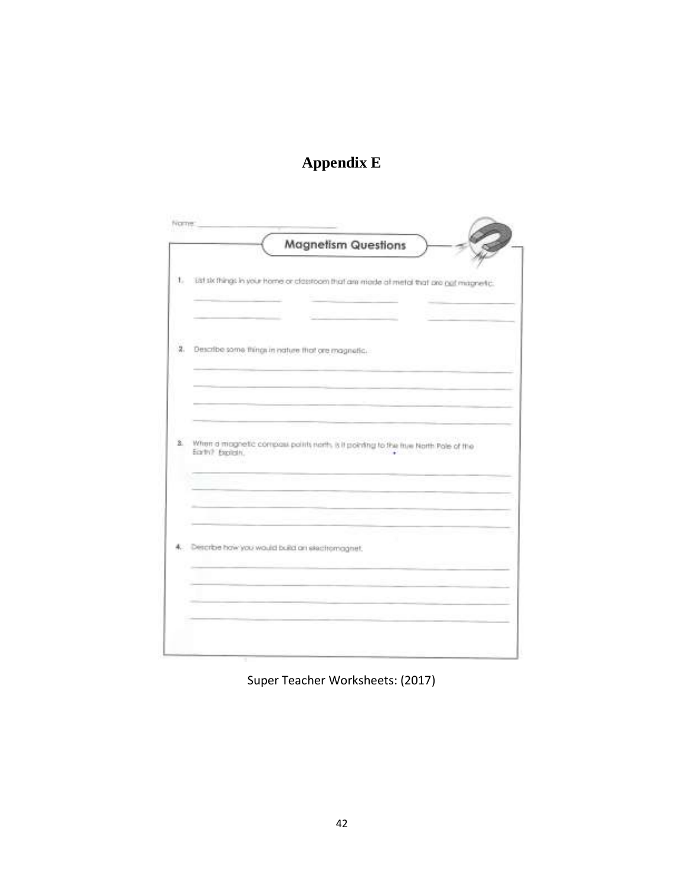# Appendix E

Name: \_\_\_\_\_\_\_\_\_\_\_\_\_\_\_\_\_\_\_\_\_\_\_\_\_\_

## Magnetism Questions

1. List six things in your home or classroom that are made of metal that are not magnetic.

\_\_\_\_\_\_\_\_\_\_\_\_\_\_\_\_ \_\_\_\_\_\_\_\_\_\_\_\_\_\_\_\_ \_\_\_\_\_\_\_\_\_\_\_\_\_\_\_\_

\_\_\_\_\_\_\_\_\_\_\_\_\_\_\_\_ \_\_\_\_\_\_\_\_\_\_\_\_\_\_\_\_ \_\_\_\_\_\_\_\_\_\_\_\_\_\_\_\_

2. Describe some things in nature that are magnetic.

\_\_\_\_\_\_\_\_\_\_\_\_\_\_\_\_\_\_\_\_\_\_\_\_\_\_\_\_\_\_\_\_\_\_\_\_\_\_\_\_\_\_\_\_\_\_\_\_\_\_\_\_

3. When a magnetic compass points north, is it pointing to the true North Pole of the Earth? Explain.

\_\_\_\_\_\_\_\_\_\_\_\_\_\_\_\_\_\_\_\_\_\_\_\_\_\_\_\_\_\_\_\_\_\_\_\_\_\_\_\_\_\_\_\_\_\_\_\_\_\_\_\_

4. Describe how you would build an electromagnet.

\_\_\_\_\_\_\_\_\_\_\_\_\_\_\_\_\_\_\_\_\_\_\_\_\_\_\_\_\_\_\_\_\_\_\_\_\_\_\_\_\_\_\_\_\_\_\_\_\_\_\_\_

Super Teacher Worksheets: (2017)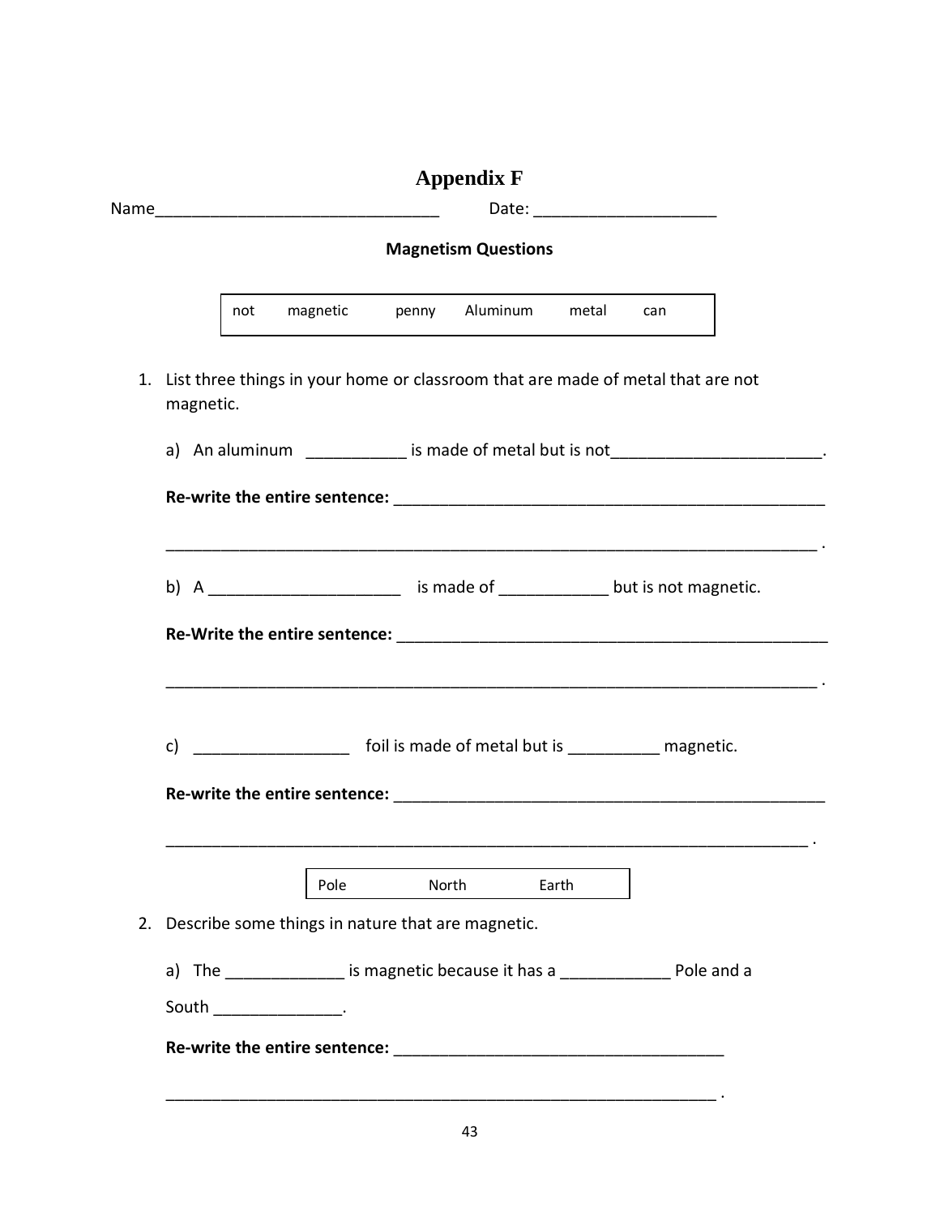# Appendix F

Name_______________________________ Date: ____________________

**Magnetism Questions**

| not | magnetic | penny | Aluminum | metal | can |
|---|---|---|---|---|---|

1. List three things in your home or classroom that are made of metal that are not magnetic.

   a) An aluminum ___________ is made of metal but is not_______________________.

   **Re-write the entire sentence:** _________________________________________________

   ________________________________________________________________________ .

   b) A _____________________ is made of ____________ but is not magnetic.

   **Re-Write the entire sentence:** _________________________________________________

   ________________________________________________________________________ .

   c) _________________ foil is made of metal but is __________ magnetic.

   **Re-write the entire sentence:** _________________________________________________

   ________________________________________________________________________ .

| Pole | North | Earth |
|---|---|---|

2. Describe some things in nature that are magnetic.

   a) The _____________ is magnetic because it has a ____________ Pole and a South ______________.

   **Re-write the entire sentence:** ____________________________________

   ______________________________________________________________ .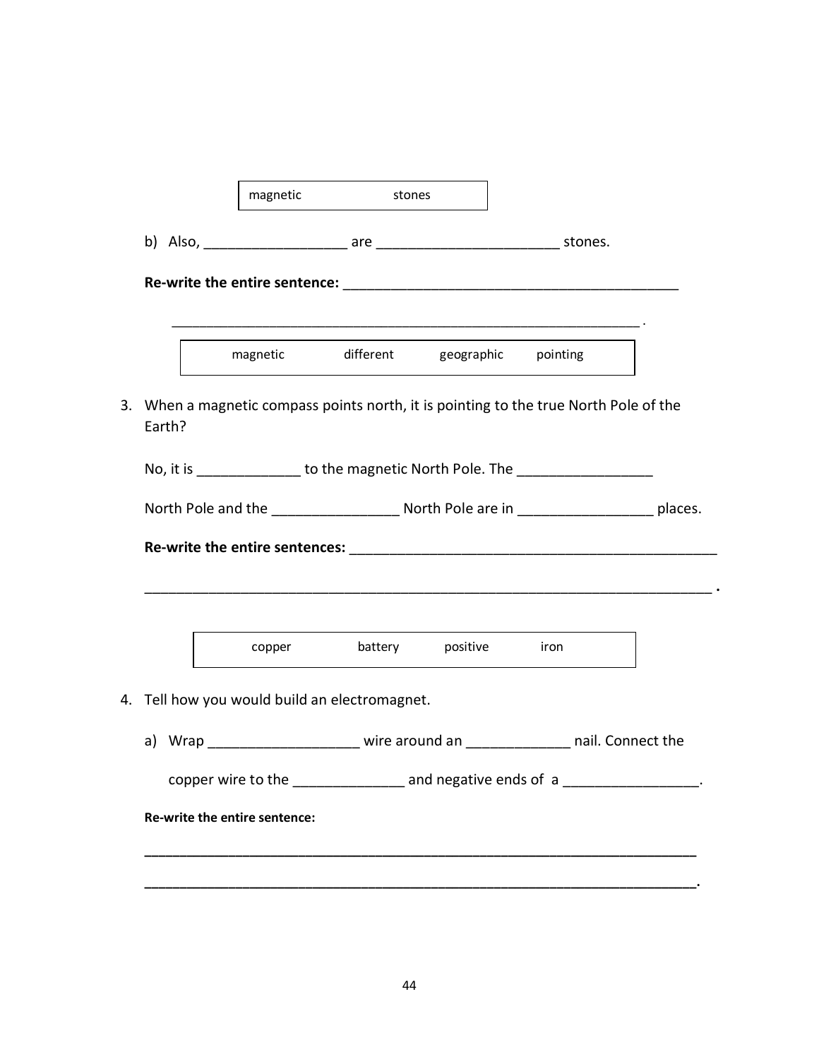| magnetic | stones |
|---|---|

b) Also, __________________ are ______________________ stones.

**Re-write the entire sentence:** ___________________________________________

___________________________________________________________ .

| magnetic | different | geographic | pointing |
|---|---|---|---|

3. When a magnetic compass points north, it is pointing to the true North Pole of the Earth?

No, it is ____________ to the magnetic North Pole. The ________________

North Pole and the _______________ North Pole are in ________________ places.

**Re-write the entire sentences:** ______________________________________________

______________________________________________________________________ .

| copper | battery | positive | iron |
|---|---|---|---|

4. Tell how you would build an electromagnet.

a) Wrap __________________ wire around an ____________ nail. Connect the

copper wire to the _____________ and negative ends of a ________________.

**Re-write the entire sentence:**

______________________________________________________________________

______________________________________________________________________.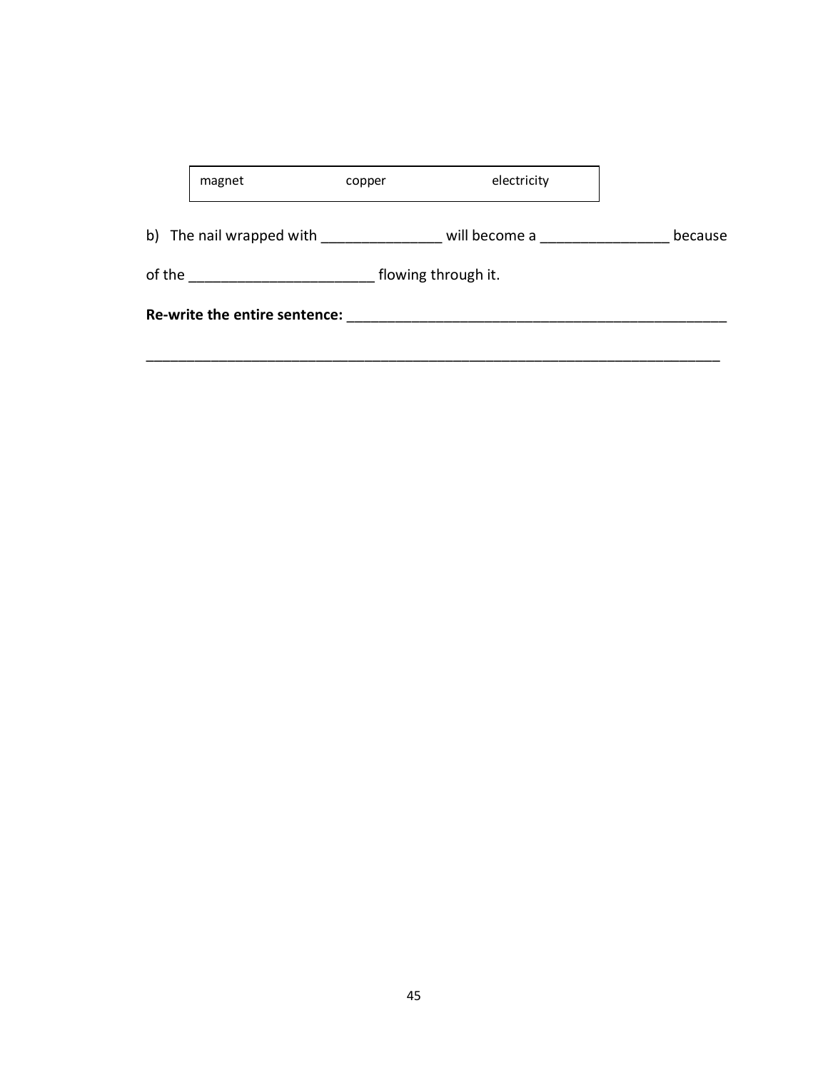| | | |
|---|---|---|
| magnet | copper | electricity |

b) The nail wrapped with _______________ will become a ________________ because of the _______________________ flowing through it.

**Re-write the entire sentence:** _________________________________________________

___________________________________________________________________________